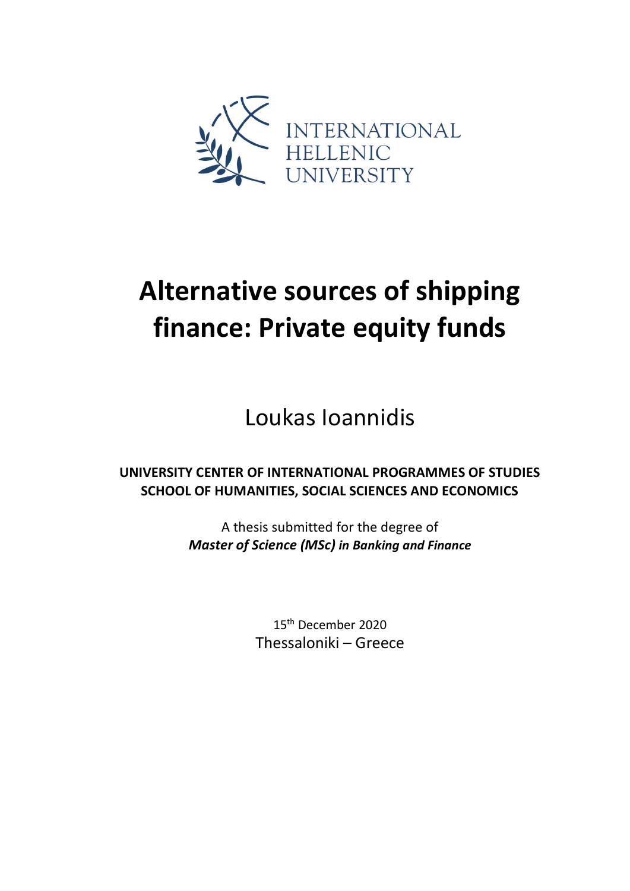INTERNATIONAL HELLENIC UNIVERSITY

# Alternative sources of shipping finance: Private equity funds

Loukas Ioannidis

**UNIVERSITY CENTER OF INTERNATIONAL PROGRAMMES OF STUDIES**
**SCHOOL OF HUMANITIES, SOCIAL SCIENCES AND ECONOMICS**

A thesis submitted for the degree of
***Master of Science (MSc) in Banking and Finance***

15th December 2020
Thessaloniki – Greece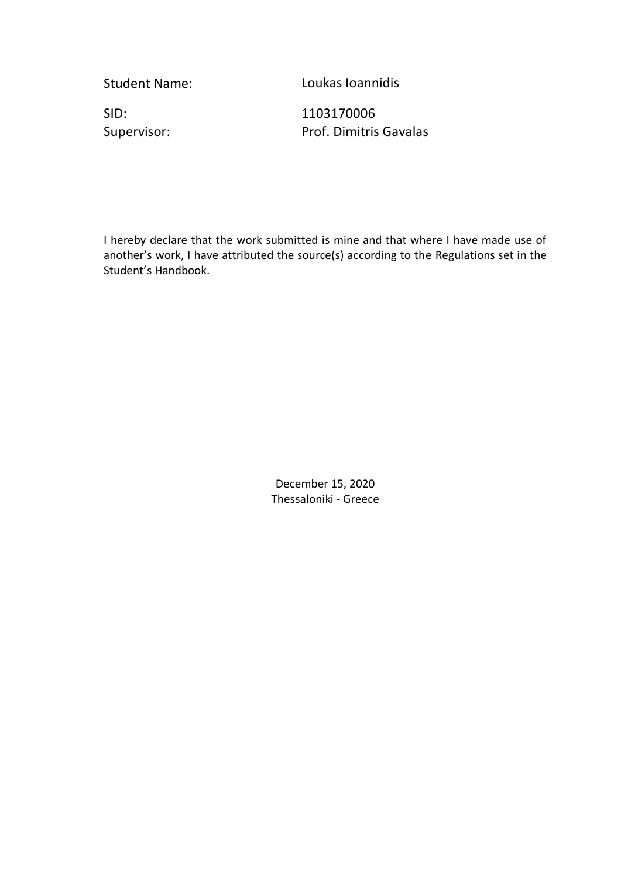| | |
|---|---|
| Student Name: | Loukas Ioannidis |
| SID: | 1103170006 |
| Supervisor: | Prof. Dimitris Gavalas |

I hereby declare that the work submitted is mine and that where I have made use of another's work, I have attributed the source(s) according to the Regulations set in the Student's Handbook.

December 15, 2020
Thessaloniki - Greece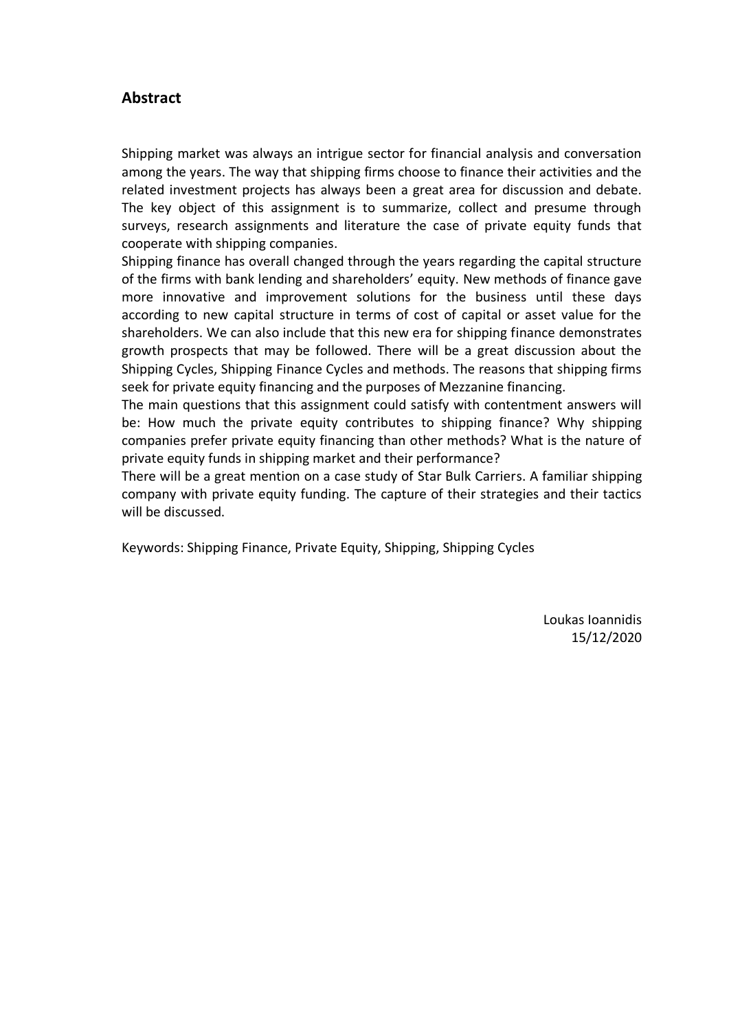## Abstract

Shipping market was always an intrigue sector for financial analysis and conversation among the years. The way that shipping firms choose to finance their activities and the related investment projects has always been a great area for discussion and debate. The key object of this assignment is to summarize, collect and presume through surveys, research assignments and literature the case of private equity funds that cooperate with shipping companies.

Shipping finance has overall changed through the years regarding the capital structure of the firms with bank lending and shareholders' equity. New methods of finance gave more innovative and improvement solutions for the business until these days according to new capital structure in terms of cost of capital or asset value for the shareholders. We can also include that this new era for shipping finance demonstrates growth prospects that may be followed. There will be a great discussion about the Shipping Cycles, Shipping Finance Cycles and methods. The reasons that shipping firms seek for private equity financing and the purposes of Mezzanine financing.

The main questions that this assignment could satisfy with contentment answers will be: How much the private equity contributes to shipping finance? Why shipping companies prefer private equity financing than other methods? What is the nature of private equity funds in shipping market and their performance?

There will be a great mention on a case study of Star Bulk Carriers. A familiar shipping company with private equity funding. The capture of their strategies and their tactics will be discussed.

Keywords: Shipping Finance, Private Equity, Shipping, Shipping Cycles

Loukas Ioannidis
15/12/2020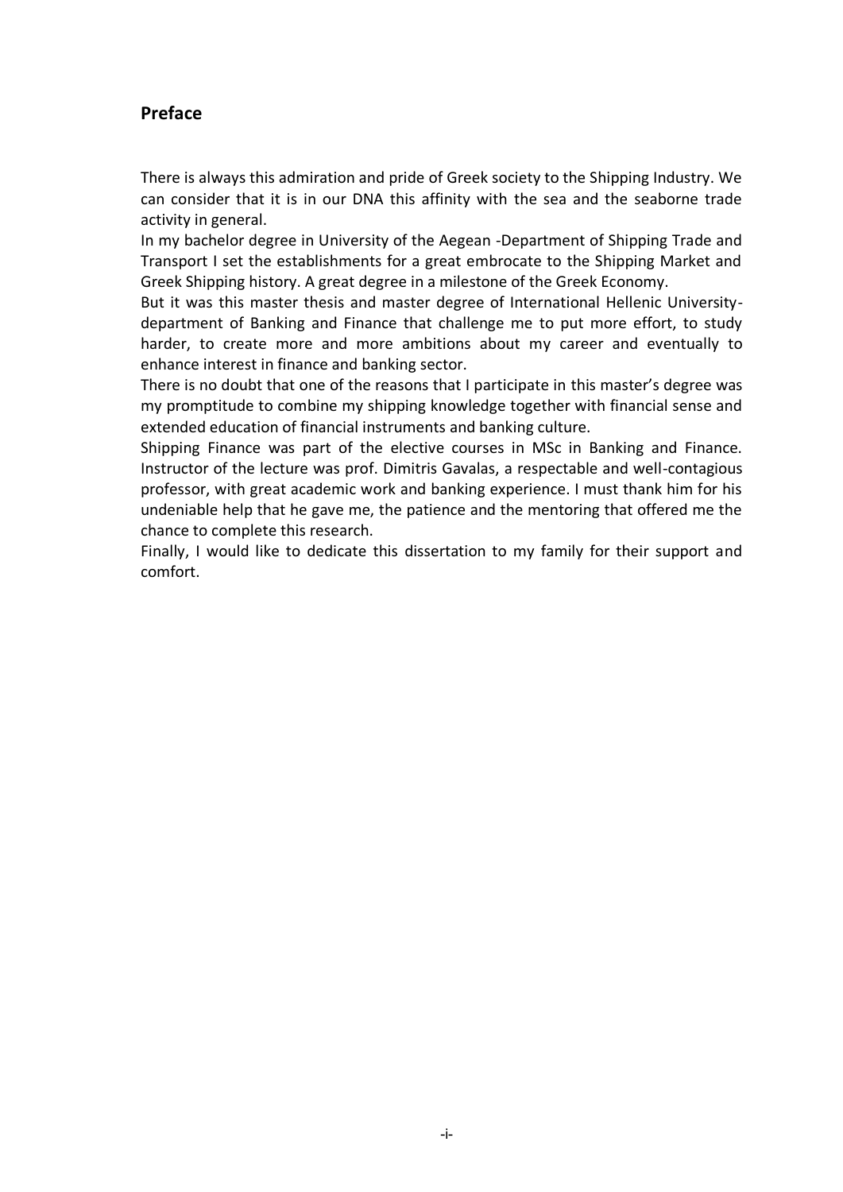## Preface

There is always this admiration and pride of Greek society to the Shipping Industry. We can consider that it is in our DNA this affinity with the sea and the seaborne trade activity in general.

In my bachelor degree in University of the Aegean -Department of Shipping Trade and Transport I set the establishments for a great embrocate to the Shipping Market and Greek Shipping history. A great degree in a milestone of the Greek Economy.

But it was this master thesis and master degree of International Hellenic University-department of Banking and Finance that challenge me to put more effort, to study harder, to create more and more ambitions about my career and eventually to enhance interest in finance and banking sector.

There is no doubt that one of the reasons that I participate in this master's degree was my promptitude to combine my shipping knowledge together with financial sense and extended education of financial instruments and banking culture.

Shipping Finance was part of the elective courses in MSc in Banking and Finance. Instructor of the lecture was prof. Dimitris Gavalas, a respectable and well-contagious professor, with great academic work and banking experience. I must thank him for his undeniable help that he gave me, the patience and the mentoring that offered me the chance to complete this research.

Finally, I would like to dedicate this dissertation to my family for their support and comfort.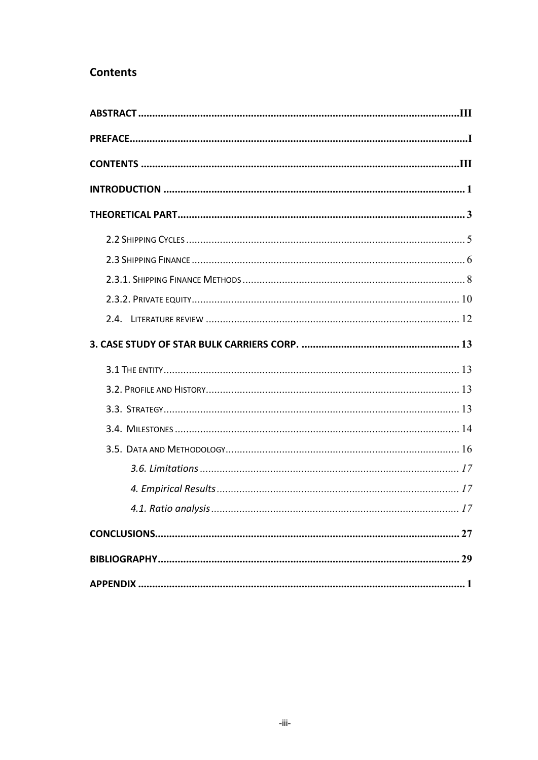# Contents

ABSTRACT .....III

PREFACE .....I

CONTENTS .....III

INTRODUCTION ..... 1

THEORETICAL PART ..... 3

- 2.2 SHIPPING CYCLES ..... 5
- 2.3 SHIPPING FINANCE ..... 6
- 2.3.1. SHIPPING FINANCE METHODS ..... 8
- 2.3.2. PRIVATE EQUITY ..... 10
- 2.4. LITERATURE REVIEW ..... 12

3. CASE STUDY OF STAR BULK CARRIERS CORP. ..... 13

- 3.1 THE ENTITY ..... 13
- 3.2. PROFILE AND HISTORY ..... 13
- 3.3. STRATEGY ..... 13
- 3.4. MILESTONES ..... 14
- 3.5. DATA AND METHODOLOGY ..... 16
  - *3.6. Limitations* ..... *17*
  - *4. Empirical Results* ..... *17*
  - *4.1. Ratio analysis* ..... *17*

CONCLUSIONS ..... 27

BIBLIOGRAPHY ..... 29

APPENDIX ..... 1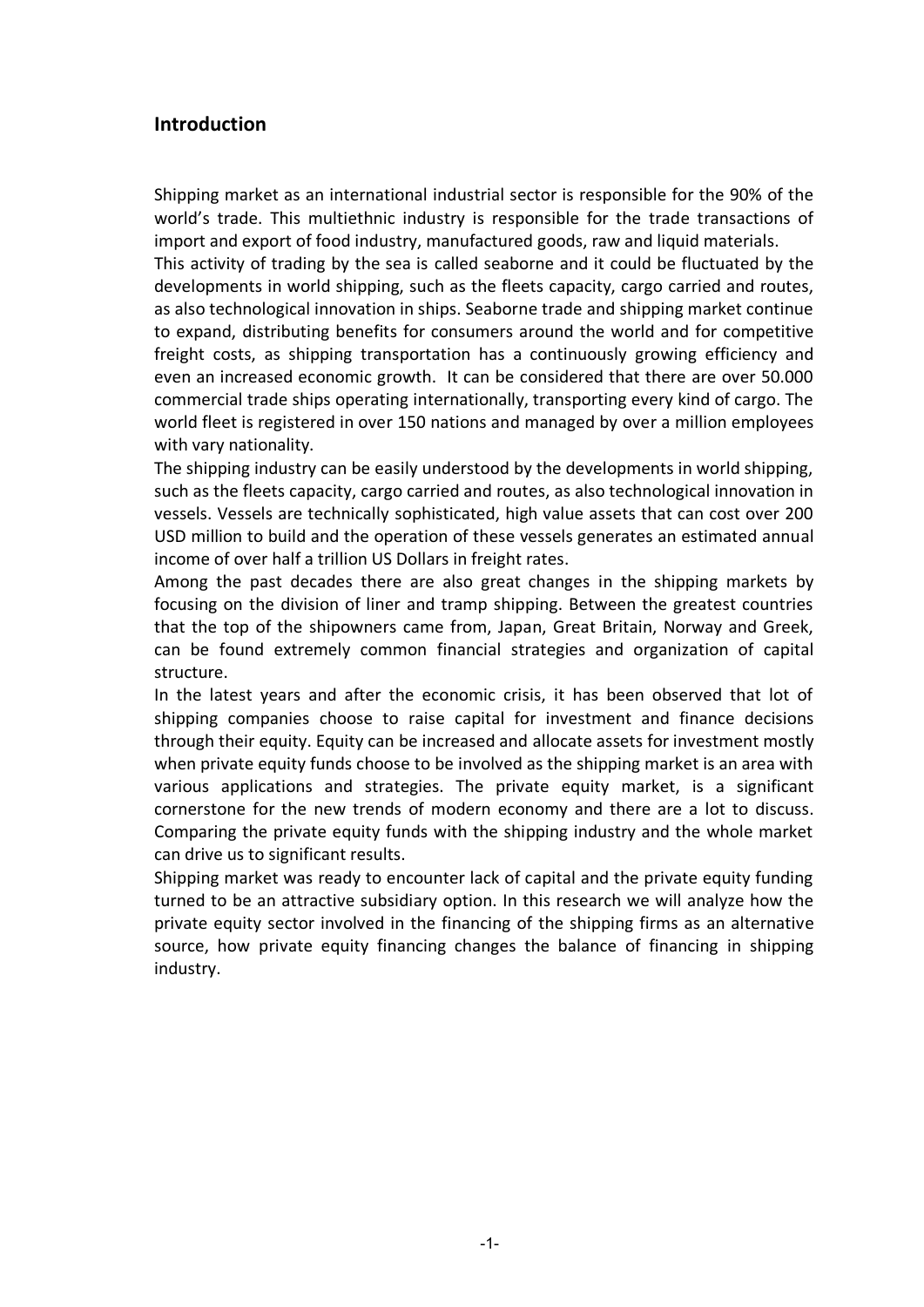## Introduction

Shipping market as an international industrial sector is responsible for the 90% of the world's trade. This multiethnic industry is responsible for the trade transactions of import and export of food industry, manufactured goods, raw and liquid materials.

This activity of trading by the sea is called seaborne and it could be fluctuated by the developments in world shipping, such as the fleets capacity, cargo carried and routes, as also technological innovation in ships. Seaborne trade and shipping market continue to expand, distributing benefits for consumers around the world and for competitive freight costs, as shipping transportation has a continuously growing efficiency and even an increased economic growth. It can be considered that there are over 50.000 commercial trade ships operating internationally, transporting every kind of cargo. The world fleet is registered in over 150 nations and managed by over a million employees with vary nationality.

The shipping industry can be easily understood by the developments in world shipping, such as the fleets capacity, cargo carried and routes, as also technological innovation in vessels. Vessels are technically sophisticated, high value assets that can cost over 200 USD million to build and the operation of these vessels generates an estimated annual income of over half a trillion US Dollars in freight rates.

Among the past decades there are also great changes in the shipping markets by focusing on the division of liner and tramp shipping. Between the greatest countries that the top of the shipowners came from, Japan, Great Britain, Norway and Greek, can be found extremely common financial strategies and organization of capital structure.

In the latest years and after the economic crisis, it has been observed that lot of shipping companies choose to raise capital for investment and finance decisions through their equity. Equity can be increased and allocate assets for investment mostly when private equity funds choose to be involved as the shipping market is an area with various applications and strategies. The private equity market, is a significant cornerstone for the new trends of modern economy and there are a lot to discuss. Comparing the private equity funds with the shipping industry and the whole market can drive us to significant results.

Shipping market was ready to encounter lack of capital and the private equity funding turned to be an attractive subsidiary option. In this research we will analyze how the private equity sector involved in the financing of the shipping firms as an alternative source, how private equity financing changes the balance of financing in shipping industry.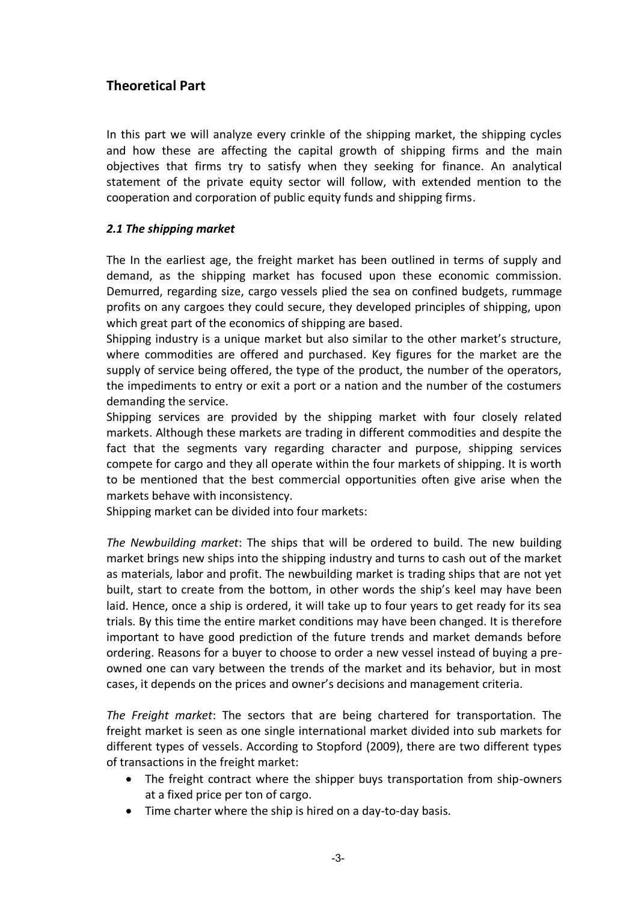## Theoretical Part

In this part we will analyze every crinkle of the shipping market, the shipping cycles and how these are affecting the capital growth of shipping firms and the main objectives that firms try to satisfy when they seeking for finance. An analytical statement of the private equity sector will follow, with extended mention to the cooperation and corporation of public equity funds and shipping firms.

### *2.1 The shipping market*

The In the earliest age, the freight market has been outlined in terms of supply and demand, as the shipping market has focused upon these economic commission. Demurred, regarding size, cargo vessels plied the sea on confined budgets, rummage profits on any cargoes they could secure, they developed principles of shipping, upon which great part of the economics of shipping are based.

Shipping industry is a unique market but also similar to the other market's structure, where commodities are offered and purchased. Key figures for the market are the supply of service being offered, the type of the product, the number of the operators, the impediments to entry or exit a port or a nation and the number of the costumers demanding the service.

Shipping services are provided by the shipping market with four closely related markets. Although these markets are trading in different commodities and despite the fact that the segments vary regarding character and purpose, shipping services compete for cargo and they all operate within the four markets of shipping. It is worth to be mentioned that the best commercial opportunities often give arise when the markets behave with inconsistency.

Shipping market can be divided into four markets:

*The Newbuilding market*: The ships that will be ordered to build. The new building market brings new ships into the shipping industry and turns to cash out of the market as materials, labor and profit. The newbuilding market is trading ships that are not yet built, start to create from the bottom, in other words the ship's keel may have been laid. Hence, once a ship is ordered, it will take up to four years to get ready for its sea trials. By this time the entire market conditions may have been changed. It is therefore important to have good prediction of the future trends and market demands before ordering. Reasons for a buyer to choose to order a new vessel instead of buying a pre-owned one can vary between the trends of the market and its behavior, but in most cases, it depends on the prices and owner's decisions and management criteria.

*The Freight market*: The sectors that are being chartered for transportation. The freight market is seen as one single international market divided into sub markets for different types of vessels. According to Stopford (2009), there are two different types of transactions in the freight market:

- The freight contract where the shipper buys transportation from ship-owners at a fixed price per ton of cargo.
- Time charter where the ship is hired on a day-to-day basis.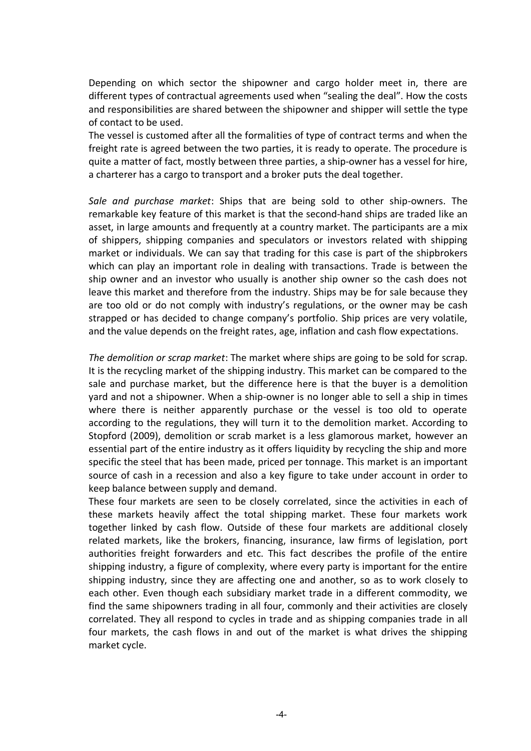Depending on which sector the shipowner and cargo holder meet in, there are different types of contractual agreements used when "sealing the deal". How the costs and responsibilities are shared between the shipowner and shipper will settle the type of contact to be used.

The vessel is customed after all the formalities of type of contract terms and when the freight rate is agreed between the two parties, it is ready to operate. The procedure is quite a matter of fact, mostly between three parties, a ship-owner has a vessel for hire, a charterer has a cargo to transport and a broker puts the deal together.

*Sale and purchase market*: Ships that are being sold to other ship-owners. The remarkable key feature of this market is that the second-hand ships are traded like an asset, in large amounts and frequently at a country market. The participants are a mix of shippers, shipping companies and speculators or investors related with shipping market or individuals. We can say that trading for this case is part of the shipbrokers which can play an important role in dealing with transactions. Trade is between the ship owner and an investor who usually is another ship owner so the cash does not leave this market and therefore from the industry. Ships may be for sale because they are too old or do not comply with industry's regulations, or the owner may be cash strapped or has decided to change company's portfolio. Ship prices are very volatile, and the value depends on the freight rates, age, inflation and cash flow expectations.

*The demolition or scrap market*: The market where ships are going to be sold for scrap. It is the recycling market of the shipping industry. This market can be compared to the sale and purchase market, but the difference here is that the buyer is a demolition yard and not a shipowner. When a ship-owner is no longer able to sell a ship in times where there is neither apparently purchase or the vessel is too old to operate according to the regulations, they will turn it to the demolition market. According to Stopford (2009), demolition or scrab market is a less glamorous market, however an essential part of the entire industry as it offers liquidity by recycling the ship and more specific the steel that has been made, priced per tonnage. This market is an important source of cash in a recession and also a key figure to take under account in order to keep balance between supply and demand.

These four markets are seen to be closely correlated, since the activities in each of these markets heavily affect the total shipping market. These four markets work together linked by cash flow. Outside of these four markets are additional closely related markets, like the brokers, financing, insurance, law firms of legislation, port authorities freight forwarders and etc. This fact describes the profile of the entire shipping industry, a figure of complexity, where every party is important for the entire shipping industry, since they are affecting one and another, so as to work closely to each other. Even though each subsidiary market trade in a different commodity, we find the same shipowners trading in all four, commonly and their activities are closely correlated. They all respond to cycles in trade and as shipping companies trade in all four markets, the cash flows in and out of the market is what drives the shipping market cycle.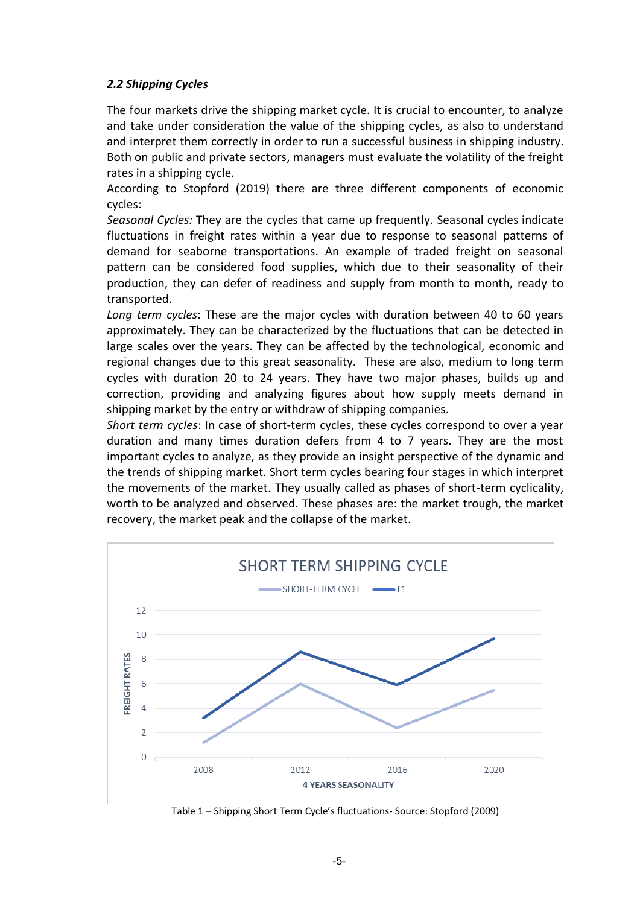### *2.2 Shipping Cycles*

The four markets drive the shipping market cycle. It is crucial to encounter, to analyze and take under consideration the value of the shipping cycles, as also to understand and interpret them correctly in order to run a successful business in shipping industry. Both on public and private sectors, managers must evaluate the volatility of the freight rates in a shipping cycle.

According to Stopford (2019) there are three different components of economic cycles:

*Seasonal Cycles:* They are the cycles that came up frequently. Seasonal cycles indicate fluctuations in freight rates within a year due to response to seasonal patterns of demand for seaborne transportations. An example of traded freight on seasonal pattern can be considered food supplies, which due to their seasonality of their production, they can defer of readiness and supply from month to month, ready to transported.

*Long term cycles*: These are the major cycles with duration between 40 to 60 years approximately. They can be characterized by the fluctuations that can be detected in large scales over the years. They can be affected by the technological, economic and regional changes due to this great seasonality. These are also, medium to long term cycles with duration 20 to 24 years. They have two major phases, builds up and correction, providing and analyzing figures about how supply meets demand in shipping market by the entry or withdraw of shipping companies.

*Short term cycles*: In case of short-term cycles, these cycles correspond to over a year duration and many times duration defers from 4 to 7 years. They are the most important cycles to analyze, as they provide an insight perspective of the dynamic and the trends of shipping market. Short term cycles bearing four stages in which interpret the movements of the market. They usually called as phases of short-term cyclicality, worth to be analyzed and observed. These phases are: the market trough, the market recovery, the market peak and the collapse of the market.

SHORT TERM SHIPPING CYCLE

| 4 YEARS SEASONALITY | SHORT-TERM CYCLE | T1 |
|---|---|---|
| 2008 | 1.2 | 3.2 |
| 2012 | 6 | 8.6 |
| 2016 | 2.4 | 5.9 |
| 2020 | 5.5 | 9.7 |

Table 1 – Shipping Short Term Cycle's fluctuations- Source: Stopford (2009)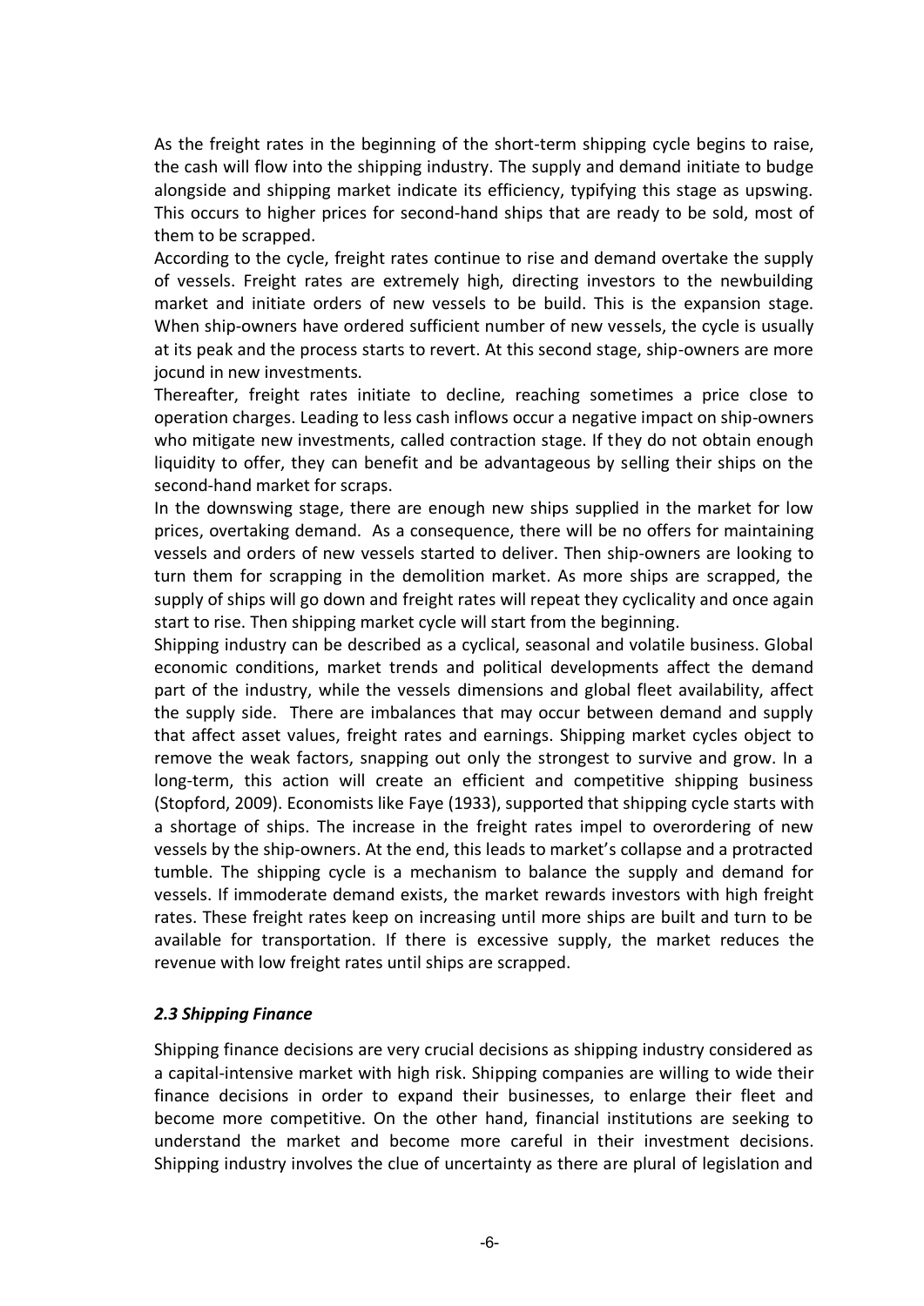As the freight rates in the beginning of the short-term shipping cycle begins to raise, the cash will flow into the shipping industry. The supply and demand initiate to budge alongside and shipping market indicate its efficiency, typifying this stage as upswing. This occurs to higher prices for second-hand ships that are ready to be sold, most of them to be scrapped.

According to the cycle, freight rates continue to rise and demand overtake the supply of vessels. Freight rates are extremely high, directing investors to the newbuilding market and initiate orders of new vessels to be build. This is the expansion stage. When ship-owners have ordered sufficient number of new vessels, the cycle is usually at its peak and the process starts to revert. At this second stage, ship-owners are more jocund in new investments.

Thereafter, freight rates initiate to decline, reaching sometimes a price close to operation charges. Leading to less cash inflows occur a negative impact on ship-owners who mitigate new investments, called contraction stage. If they do not obtain enough liquidity to offer, they can benefit and be advantageous by selling their ships on the second-hand market for scraps.

In the downswing stage, there are enough new ships supplied in the market for low prices, overtaking demand. As a consequence, there will be no offers for maintaining vessels and orders of new vessels started to deliver. Then ship-owners are looking to turn them for scrapping in the demolition market. As more ships are scrapped, the supply of ships will go down and freight rates will repeat they cyclicality and once again start to rise. Then shipping market cycle will start from the beginning.

Shipping industry can be described as a cyclical, seasonal and volatile business. Global economic conditions, market trends and political developments affect the demand part of the industry, while the vessels dimensions and global fleet availability, affect the supply side. There are imbalances that may occur between demand and supply that affect asset values, freight rates and earnings. Shipping market cycles object to remove the weak factors, snapping out only the strongest to survive and grow. In a long-term, this action will create an efficient and competitive shipping business (Stopford, 2009). Economists like Faye (1933), supported that shipping cycle starts with a shortage of ships. The increase in the freight rates impel to overordering of new vessels by the ship-owners. At the end, this leads to market's collapse and a protracted tumble. The shipping cycle is a mechanism to balance the supply and demand for vessels. If immoderate demand exists, the market rewards investors with high freight rates. These freight rates keep on increasing until more ships are built and turn to be available for transportation. If there is excessive supply, the market reduces the revenue with low freight rates until ships are scrapped.

### *2.3 Shipping Finance*

Shipping finance decisions are very crucial decisions as shipping industry considered as a capital-intensive market with high risk. Shipping companies are willing to wide their finance decisions in order to expand their businesses, to enlarge their fleet and become more competitive. On the other hand, financial institutions are seeking to understand the market and become more careful in their investment decisions. Shipping industry involves the clue of uncertainty as there are plural of legislation and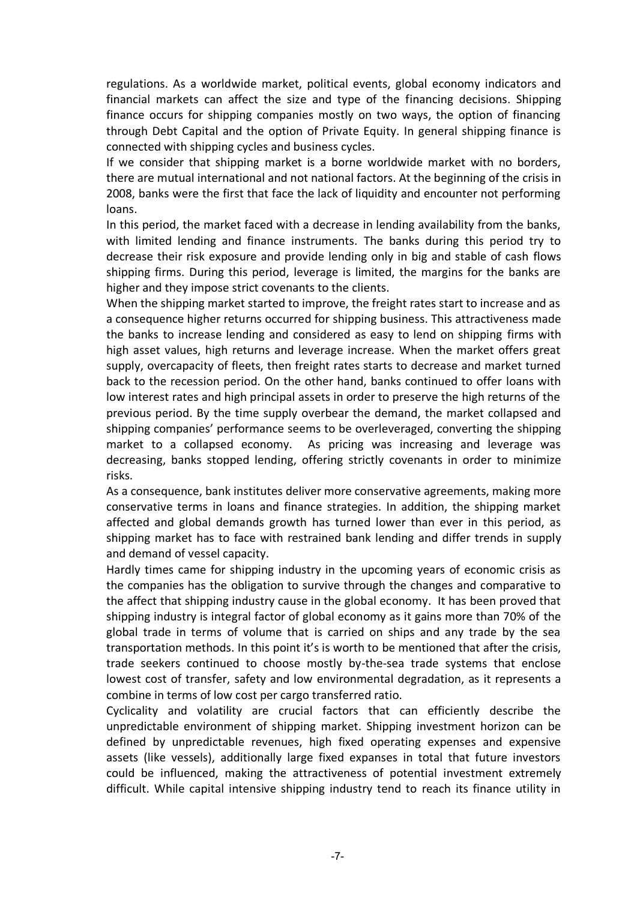regulations. As a worldwide market, political events, global economy indicators and financial markets can affect the size and type of the financing decisions. Shipping finance occurs for shipping companies mostly on two ways, the option of financing through Debt Capital and the option of Private Equity. In general shipping finance is connected with shipping cycles and business cycles.

If we consider that shipping market is a borne worldwide market with no borders, there are mutual international and not national factors. At the beginning of the crisis in 2008, banks were the first that face the lack of liquidity and encounter not performing loans.

In this period, the market faced with a decrease in lending availability from the banks, with limited lending and finance instruments. The banks during this period try to decrease their risk exposure and provide lending only in big and stable of cash flows shipping firms. During this period, leverage is limited, the margins for the banks are higher and they impose strict covenants to the clients.

When the shipping market started to improve, the freight rates start to increase and as a consequence higher returns occurred for shipping business. This attractiveness made the banks to increase lending and considered as easy to lend on shipping firms with high asset values, high returns and leverage increase. When the market offers great supply, overcapacity of fleets, then freight rates starts to decrease and market turned back to the recession period. On the other hand, banks continued to offer loans with low interest rates and high principal assets in order to preserve the high returns of the previous period. By the time supply overbear the demand, the market collapsed and shipping companies' performance seems to be overleveraged, converting the shipping market to a collapsed economy. As pricing was increasing and leverage was decreasing, banks stopped lending, offering strictly covenants in order to minimize risks.

As a consequence, bank institutes deliver more conservative agreements, making more conservative terms in loans and finance strategies. In addition, the shipping market affected and global demands growth has turned lower than ever in this period, as shipping market has to face with restrained bank lending and differ trends in supply and demand of vessel capacity.

Hardly times came for shipping industry in the upcoming years of economic crisis as the companies has the obligation to survive through the changes and comparative to the affect that shipping industry cause in the global economy. It has been proved that shipping industry is integral factor of global economy as it gains more than 70% of the global trade in terms of volume that is carried on ships and any trade by the sea transportation methods. In this point it's is worth to be mentioned that after the crisis, trade seekers continued to choose mostly by-the-sea trade systems that enclose lowest cost of transfer, safety and low environmental degradation, as it represents a combine in terms of low cost per cargo transferred ratio.

Cyclicality and volatility are crucial factors that can efficiently describe the unpredictable environment of shipping market. Shipping investment horizon can be defined by unpredictable revenues, high fixed operating expenses and expensive assets (like vessels), additionally large fixed expanses in total that future investors could be influenced, making the attractiveness of potential investment extremely difficult. While capital intensive shipping industry tend to reach its finance utility in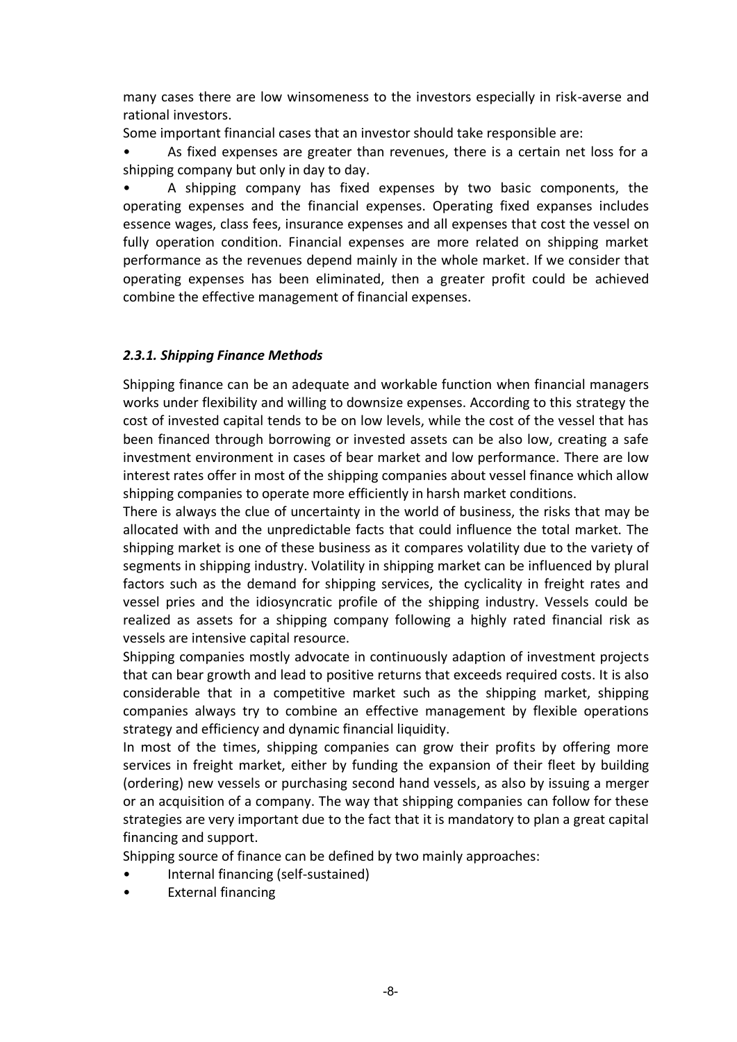many cases there are low winsomeness to the investors especially in risk-averse and rational investors.

Some important financial cases that an investor should take responsible are:

- As fixed expenses are greater than revenues, there is a certain net loss for a shipping company but only in day to day.
- A shipping company has fixed expenses by two basic components, the operating expenses and the financial expenses. Operating fixed expanses includes essence wages, class fees, insurance expenses and all expenses that cost the vessel on fully operation condition. Financial expenses are more related on shipping market performance as the revenues depend mainly in the whole market. If we consider that operating expenses has been eliminated, then a greater profit could be achieved combine the effective management of financial expenses.

### *2.3.1. Shipping Finance Methods*

Shipping finance can be an adequate and workable function when financial managers works under flexibility and willing to downsize expenses. According to this strategy the cost of invested capital tends to be on low levels, while the cost of the vessel that has been financed through borrowing or invested assets can be also low, creating a safe investment environment in cases of bear market and low performance. There are low interest rates offer in most of the shipping companies about vessel finance which allow shipping companies to operate more efficiently in harsh market conditions.

There is always the clue of uncertainty in the world of business, the risks that may be allocated with and the unpredictable facts that could influence the total market. The shipping market is one of these business as it compares volatility due to the variety of segments in shipping industry. Volatility in shipping market can be influenced by plural factors such as the demand for shipping services, the cyclicality in freight rates and vessel pries and the idiosyncratic profile of the shipping industry. Vessels could be realized as assets for a shipping company following a highly rated financial risk as vessels are intensive capital resource.

Shipping companies mostly advocate in continuously adaption of investment projects that can bear growth and lead to positive returns that exceeds required costs. It is also considerable that in a competitive market such as the shipping market, shipping companies always try to combine an effective management by flexible operations strategy and efficiency and dynamic financial liquidity.

In most of the times, shipping companies can grow their profits by offering more services in freight market, either by funding the expansion of their fleet by building (ordering) new vessels or purchasing second hand vessels, as also by issuing a merger or an acquisition of a company. The way that shipping companies can follow for these strategies are very important due to the fact that it is mandatory to plan a great capital financing and support.

Shipping source of finance can be defined by two mainly approaches:

- Internal financing (self-sustained)
- External financing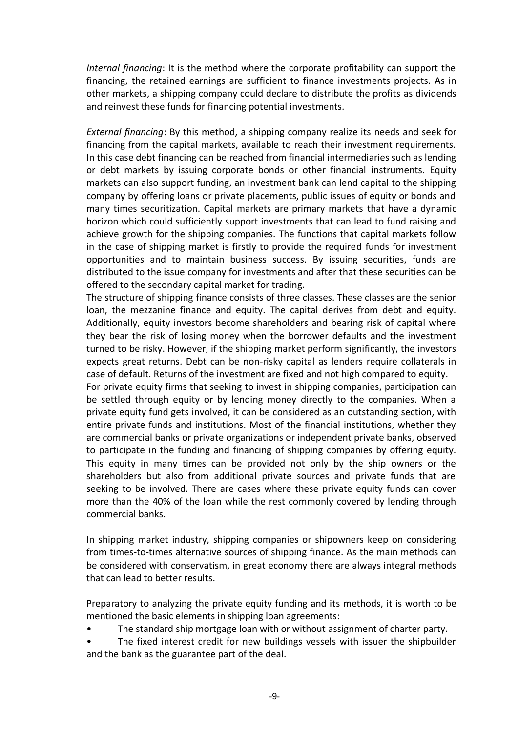*Internal financing*: It is the method where the corporate profitability can support the financing, the retained earnings are sufficient to finance investments projects. As in other markets, a shipping company could declare to distribute the profits as dividends and reinvest these funds for financing potential investments.

*External financing*: By this method, a shipping company realize its needs and seek for financing from the capital markets, available to reach their investment requirements. In this case debt financing can be reached from financial intermediaries such as lending or debt markets by issuing corporate bonds or other financial instruments. Equity markets can also support funding, an investment bank can lend capital to the shipping company by offering loans or private placements, public issues of equity or bonds and many times securitization. Capital markets are primary markets that have a dynamic horizon which could sufficiently support investments that can lead to fund raising and achieve growth for the shipping companies. The functions that capital markets follow in the case of shipping market is firstly to provide the required funds for investment opportunities and to maintain business success. By issuing securities, funds are distributed to the issue company for investments and after that these securities can be offered to the secondary capital market for trading.

The structure of shipping finance consists of three classes. These classes are the senior loan, the mezzanine finance and equity. The capital derives from debt and equity. Additionally, equity investors become shareholders and bearing risk of capital where they bear the risk of losing money when the borrower defaults and the investment turned to be risky. However, if the shipping market perform significantly, the investors expects great returns. Debt can be non-risky capital as lenders require collaterals in case of default. Returns of the investment are fixed and not high compared to equity.

For private equity firms that seeking to invest in shipping companies, participation can be settled through equity or by lending money directly to the companies. When a private equity fund gets involved, it can be considered as an outstanding section, with entire private funds and institutions. Most of the financial institutions, whether they are commercial banks or private organizations or independent private banks, observed to participate in the funding and financing of shipping companies by offering equity. This equity in many times can be provided not only by the ship owners or the shareholders but also from additional private sources and private funds that are seeking to be involved. There are cases where these private equity funds can cover more than the 40% of the loan while the rest commonly covered by lending through commercial banks.

In shipping market industry, shipping companies or shipowners keep on considering from times-to-times alternative sources of shipping finance. As the main methods can be considered with conservatism, in great economy there are always integral methods that can lead to better results.

Preparatory to analyzing the private equity funding and its methods, it is worth to be mentioned the basic elements in shipping loan agreements:

- The standard ship mortgage loan with or without assignment of charter party.
- The fixed interest credit for new buildings vessels with issuer the shipbuilder and the bank as the guarantee part of the deal.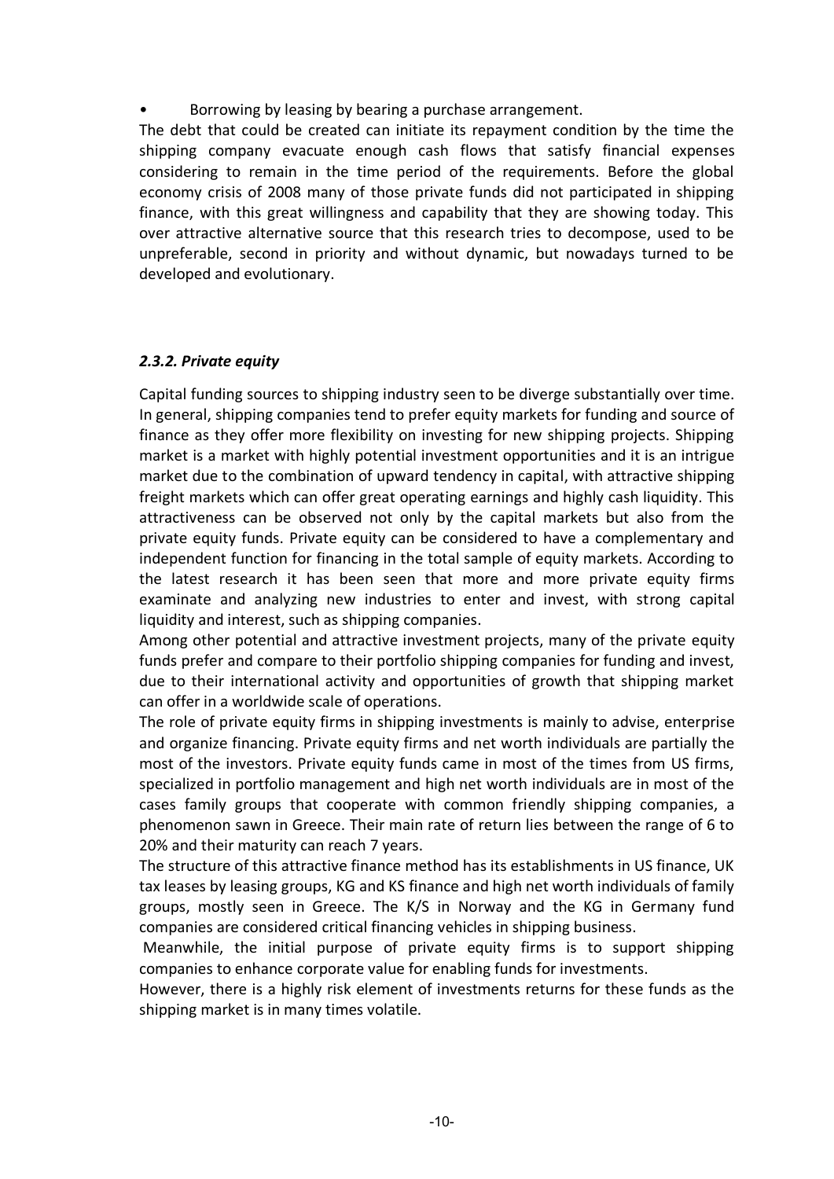- Borrowing by leasing by bearing a purchase arrangement.

The debt that could be created can initiate its repayment condition by the time the shipping company evacuate enough cash flows that satisfy financial expenses considering to remain in the time period of the requirements. Before the global economy crisis of 2008 many of those private funds did not participated in shipping finance, with this great willingness and capability that they are showing today. This over attractive alternative source that this research tries to decompose, used to be unpreferable, second in priority and without dynamic, but nowadays turned to be developed and evolutionary.

### *2.3.2. Private equity*

Capital funding sources to shipping industry seen to be diverge substantially over time. In general, shipping companies tend to prefer equity markets for funding and source of finance as they offer more flexibility on investing for new shipping projects. Shipping market is a market with highly potential investment opportunities and it is an intrigue market due to the combination of upward tendency in capital, with attractive shipping freight markets which can offer great operating earnings and highly cash liquidity. This attractiveness can be observed not only by the capital markets but also from the private equity funds. Private equity can be considered to have a complementary and independent function for financing in the total sample of equity markets. According to the latest research it has been seen that more and more private equity firms examinate and analyzing new industries to enter and invest, with strong capital liquidity and interest, such as shipping companies.

Among other potential and attractive investment projects, many of the private equity funds prefer and compare to their portfolio shipping companies for funding and invest, due to their international activity and opportunities of growth that shipping market can offer in a worldwide scale of operations.

The role of private equity firms in shipping investments is mainly to advise, enterprise and organize financing. Private equity firms and net worth individuals are partially the most of the investors. Private equity funds came in most of the times from US firms, specialized in portfolio management and high net worth individuals are in most of the cases family groups that cooperate with common friendly shipping companies, a phenomenon sawn in Greece. Their main rate of return lies between the range of 6 to 20% and their maturity can reach 7 years.

The structure of this attractive finance method has its establishments in US finance, UK tax leases by leasing groups, KG and KS finance and high net worth individuals of family groups, mostly seen in Greece. The K/S in Norway and the KG in Germany fund companies are considered critical financing vehicles in shipping business.

Meanwhile, the initial purpose of private equity firms is to support shipping companies to enhance corporate value for enabling funds for investments.

However, there is a highly risk element of investments returns for these funds as the shipping market is in many times volatile.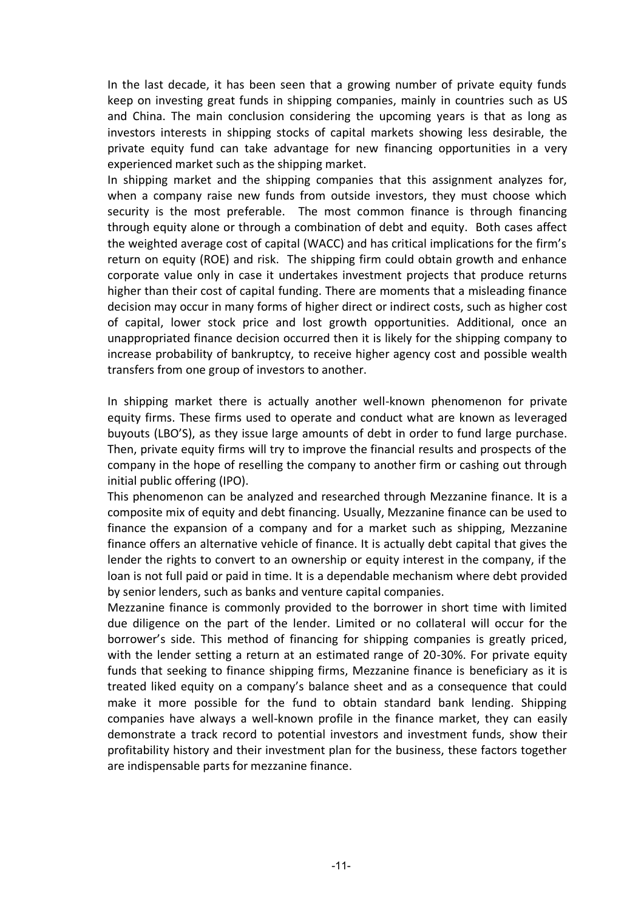In the last decade, it has been seen that a growing number of private equity funds keep on investing great funds in shipping companies, mainly in countries such as US and China. The main conclusion considering the upcoming years is that as long as investors interests in shipping stocks of capital markets showing less desirable, the private equity fund can take advantage for new financing opportunities in a very experienced market such as the shipping market.

In shipping market and the shipping companies that this assignment analyzes for, when a company raise new funds from outside investors, they must choose which security is the most preferable. The most common finance is through financing through equity alone or through a combination of debt and equity. Both cases affect the weighted average cost of capital (WACC) and has critical implications for the firm's return on equity (ROE) and risk. The shipping firm could obtain growth and enhance corporate value only in case it undertakes investment projects that produce returns higher than their cost of capital funding. There are moments that a misleading finance decision may occur in many forms of higher direct or indirect costs, such as higher cost of capital, lower stock price and lost growth opportunities. Additional, once an unappropriated finance decision occurred then it is likely for the shipping company to increase probability of bankruptcy, to receive higher agency cost and possible wealth transfers from one group of investors to another.

In shipping market there is actually another well-known phenomenon for private equity firms. These firms used to operate and conduct what are known as leveraged buyouts (LBO'S), as they issue large amounts of debt in order to fund large purchase. Then, private equity firms will try to improve the financial results and prospects of the company in the hope of reselling the company to another firm or cashing out through initial public offering (IPO).

This phenomenon can be analyzed and researched through Mezzanine finance. It is a composite mix of equity and debt financing. Usually, Mezzanine finance can be used to finance the expansion of a company and for a market such as shipping, Mezzanine finance offers an alternative vehicle of finance. It is actually debt capital that gives the lender the rights to convert to an ownership or equity interest in the company, if the loan is not full paid or paid in time. It is a dependable mechanism where debt provided by senior lenders, such as banks and venture capital companies.

Mezzanine finance is commonly provided to the borrower in short time with limited due diligence on the part of the lender. Limited or no collateral will occur for the borrower's side. This method of financing for shipping companies is greatly priced, with the lender setting a return at an estimated range of 20-30%. For private equity funds that seeking to finance shipping firms, Mezzanine finance is beneficiary as it is treated liked equity on a company's balance sheet and as a consequence that could make it more possible for the fund to obtain standard bank lending. Shipping companies have always a well-known profile in the finance market, they can easily demonstrate a track record to potential investors and investment funds, show their profitability history and their investment plan for the business, these factors together are indispensable parts for mezzanine finance.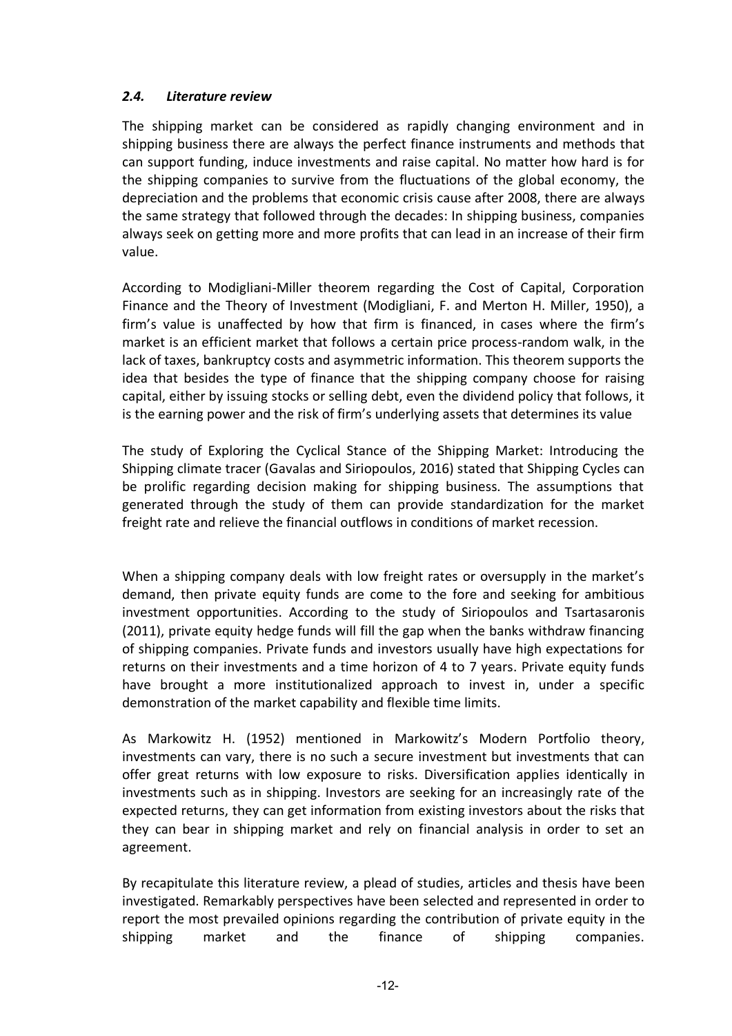### *2.4. Literature review*

The shipping market can be considered as rapidly changing environment and in shipping business there are always the perfect finance instruments and methods that can support funding, induce investments and raise capital. No matter how hard is for the shipping companies to survive from the fluctuations of the global economy, the depreciation and the problems that economic crisis cause after 2008, there are always the same strategy that followed through the decades: In shipping business, companies always seek on getting more and more profits that can lead in an increase of their firm value.

According to Modigliani-Miller theorem regarding the Cost of Capital, Corporation Finance and the Theory of Investment (Modigliani, F. and Merton H. Miller, 1950), a firm's value is unaffected by how that firm is financed, in cases where the firm's market is an efficient market that follows a certain price process-random walk, in the lack of taxes, bankruptcy costs and asymmetric information. This theorem supports the idea that besides the type of finance that the shipping company choose for raising capital, either by issuing stocks or selling debt, even the dividend policy that follows, it is the earning power and the risk of firm's underlying assets that determines its value

The study of Exploring the Cyclical Stance of the Shipping Market: Introducing the Shipping climate tracer (Gavalas and Siriopoulos, 2016) stated that Shipping Cycles can be prolific regarding decision making for shipping business. The assumptions that generated through the study of them can provide standardization for the market freight rate and relieve the financial outflows in conditions of market recession.

When a shipping company deals with low freight rates or oversupply in the market's demand, then private equity funds are come to the fore and seeking for ambitious investment opportunities. According to the study of Siriopoulos and Tsartasaronis (2011), private equity hedge funds will fill the gap when the banks withdraw financing of shipping companies. Private funds and investors usually have high expectations for returns on their investments and a time horizon of 4 to 7 years. Private equity funds have brought a more institutionalized approach to invest in, under a specific demonstration of the market capability and flexible time limits.

As Markowitz H. (1952) mentioned in Markowitz's Modern Portfolio theory, investments can vary, there is no such a secure investment but investments that can offer great returns with low exposure to risks. Diversification applies identically in investments such as in shipping. Investors are seeking for an increasingly rate of the expected returns, they can get information from existing investors about the risks that they can bear in shipping market and rely on financial analysis in order to set an agreement.

By recapitulate this literature review, a plead of studies, articles and thesis have been investigated. Remarkably perspectives have been selected and represented in order to report the most prevailed opinions regarding the contribution of private equity in the shipping market and the finance of shipping companies.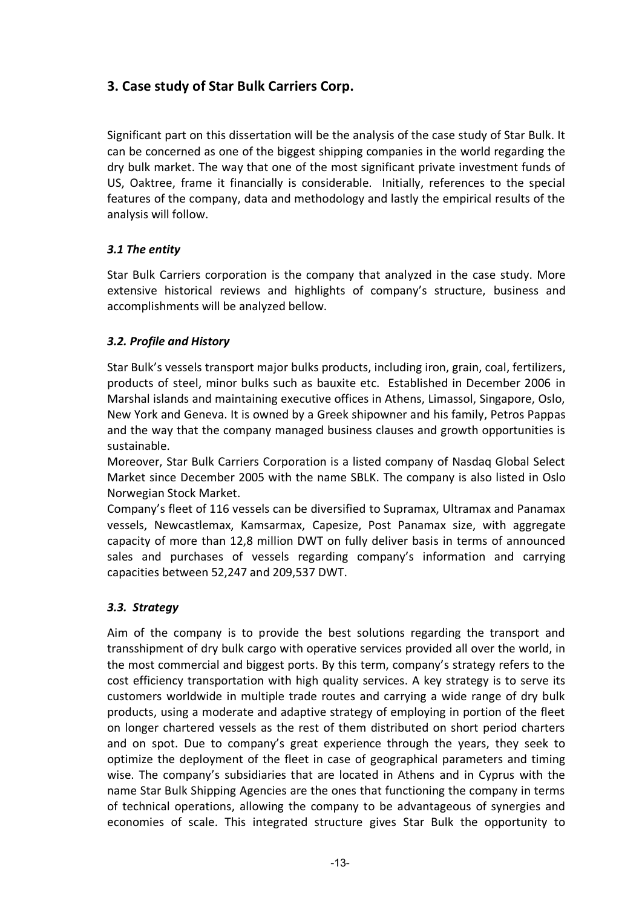## 3. Case study of Star Bulk Carriers Corp.

Significant part on this dissertation will be the analysis of the case study of Star Bulk. It can be concerned as one of the biggest shipping companies in the world regarding the dry bulk market. The way that one of the most significant private investment funds of US, Oaktree, frame it financially is considerable. Initially, references to the special features of the company, data and methodology and lastly the empirical results of the analysis will follow.

### *3.1 The entity*

Star Bulk Carriers corporation is the company that analyzed in the case study. More extensive historical reviews and highlights of company's structure, business and accomplishments will be analyzed bellow.

### *3.2. Profile and History*

Star Bulk's vessels transport major bulks products, including iron, grain, coal, fertilizers, products of steel, minor bulks such as bauxite etc. Established in December 2006 in Marshal islands and maintaining executive offices in Athens, Limassol, Singapore, Oslo, New York and Geneva. It is owned by a Greek shipowner and his family, Petros Pappas and the way that the company managed business clauses and growth opportunities is sustainable.

Moreover, Star Bulk Carriers Corporation is a listed company of Nasdaq Global Select Market since December 2005 with the name SBLK. The company is also listed in Oslo Norwegian Stock Market.

Company's fleet of 116 vessels can be diversified to Supramax, Ultramax and Panamax vessels, Newcastlemax, Kamsarmax, Capesize, Post Panamax size, with aggregate capacity of more than 12,8 million DWT on fully deliver basis in terms of announced sales and purchases of vessels regarding company's information and carrying capacities between 52,247 and 209,537 DWT.

### *3.3. Strategy*

Aim of the company is to provide the best solutions regarding the transport and transshipment of dry bulk cargo with operative services provided all over the world, in the most commercial and biggest ports. By this term, company's strategy refers to the cost efficiency transportation with high quality services. A key strategy is to serve its customers worldwide in multiple trade routes and carrying a wide range of dry bulk products, using a moderate and adaptive strategy of employing in portion of the fleet on longer chartered vessels as the rest of them distributed on short period charters and on spot. Due to company's great experience through the years, they seek to optimize the deployment of the fleet in case of geographical parameters and timing wise. The company's subsidiaries that are located in Athens and in Cyprus with the name Star Bulk Shipping Agencies are the ones that functioning the company in terms of technical operations, allowing the company to be advantageous of synergies and economies of scale. This integrated structure gives Star Bulk the opportunity to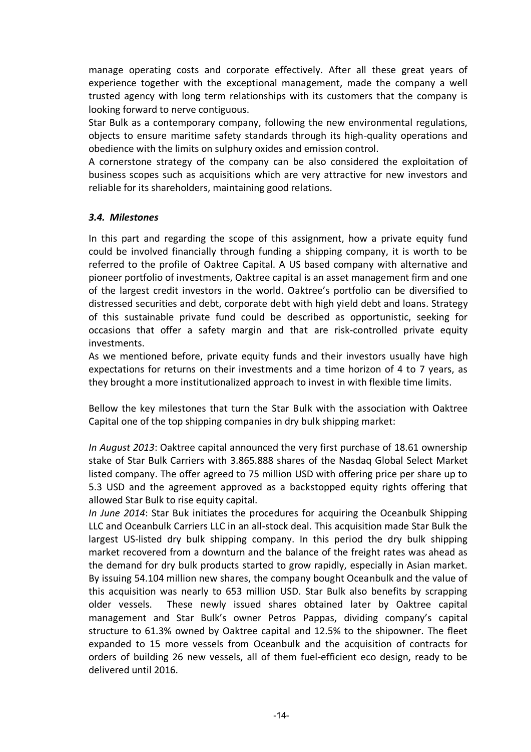manage operating costs and corporate effectively. After all these great years of experience together with the exceptional management, made the company a well trusted agency with long term relationships with its customers that the company is looking forward to nerve contiguous.

Star Bulk as a contemporary company, following the new environmental regulations, objects to ensure maritime safety standards through its high-quality operations and obedience with the limits on sulphury oxides and emission control.

A cornerstone strategy of the company can be also considered the exploitation of business scopes such as acquisitions which are very attractive for new investors and reliable for its shareholders, maintaining good relations.

### *3.4. Milestones*

In this part and regarding the scope of this assignment, how a private equity fund could be involved financially through funding a shipping company, it is worth to be referred to the profile of Oaktree Capital. A US based company with alternative and pioneer portfolio of investments, Oaktree capital is an asset management firm and one of the largest credit investors in the world. Oaktree's portfolio can be diversified to distressed securities and debt, corporate debt with high yield debt and loans. Strategy of this sustainable private fund could be described as opportunistic, seeking for occasions that offer a safety margin and that are risk-controlled private equity investments.

As we mentioned before, private equity funds and their investors usually have high expectations for returns on their investments and a time horizon of 4 to 7 years, as they brought a more institutionalized approach to invest in with flexible time limits.

Bellow the key milestones that turn the Star Bulk with the association with Oaktree Capital one of the top shipping companies in dry bulk shipping market:

*In August 2013*: Oaktree capital announced the very first purchase of 18.61 ownership stake of Star Bulk Carriers with 3.865.888 shares of the Nasdaq Global Select Market listed company. The offer agreed to 75 million USD with offering price per share up to 5.3 USD and the agreement approved as a backstopped equity rights offering that allowed Star Bulk to rise equity capital.

*In June 2014*: Star Buk initiates the procedures for acquiring the Oceanbulk Shipping LLC and Oceanbulk Carriers LLC in an all-stock deal. This acquisition made Star Bulk the largest US-listed dry bulk shipping company. In this period the dry bulk shipping market recovered from a downturn and the balance of the freight rates was ahead as the demand for dry bulk products started to grow rapidly, especially in Asian market. By issuing 54.104 million new shares, the company bought Oceanbulk and the value of this acquisition was nearly to 653 million USD. Star Bulk also benefits by scrapping older vessels. These newly issued shares obtained later by Oaktree capital management and Star Bulk's owner Petros Pappas, dividing company's capital structure to 61.3% owned by Oaktree capital and 12.5% to the shipowner. The fleet expanded to 15 more vessels from Oceanbulk and the acquisition of contracts for orders of building 26 new vessels, all of them fuel-efficient eco design, ready to be delivered until 2016.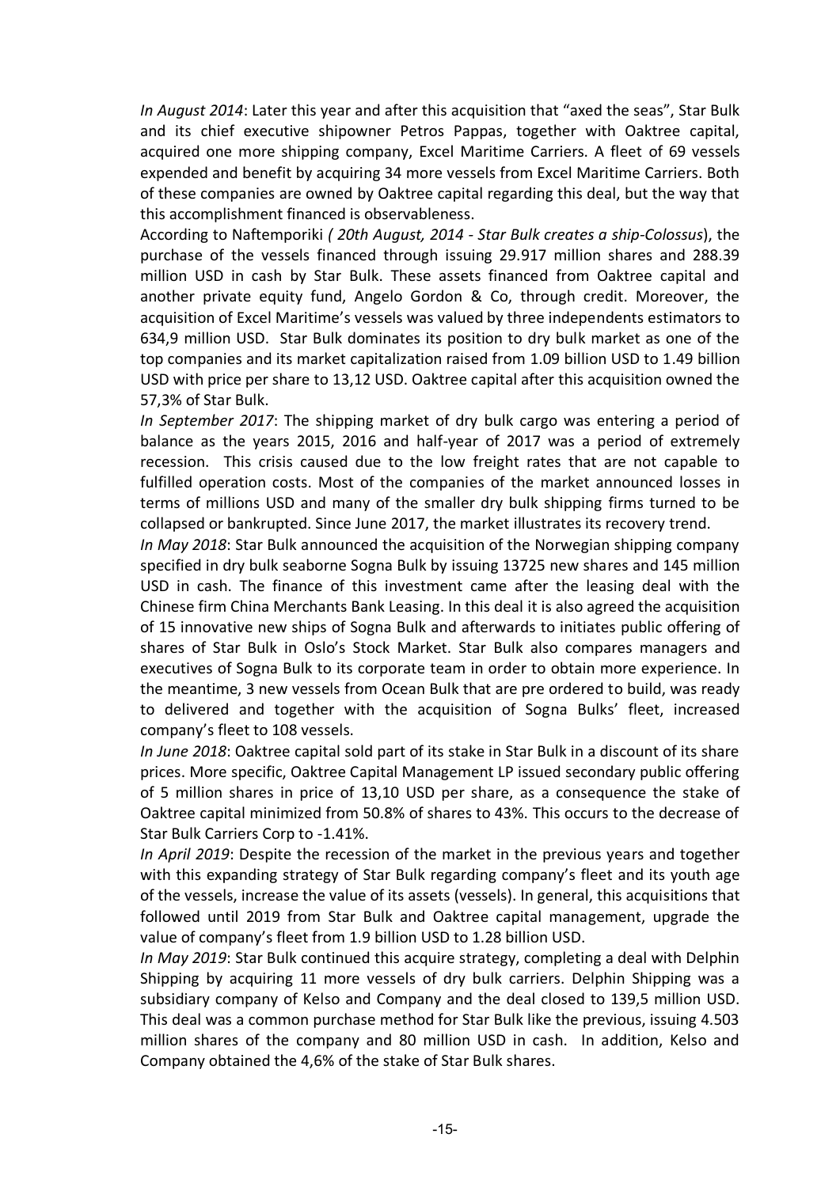*In August 2014*: Later this year and after this acquisition that "axed the seas", Star Bulk and its chief executive shipowner Petros Pappas, together with Oaktree capital, acquired one more shipping company, Excel Maritime Carriers. A fleet of 69 vessels expended and benefit by acquiring 34 more vessels from Excel Maritime Carriers. Both of these companies are owned by Oaktree capital regarding this deal, but the way that this accomplishment financed is observableness.

According to Naftemporiki *( 20th August, 2014 - Star Bulk creates a ship-Colossus*), the purchase of the vessels financed through issuing 29.917 million shares and 288.39 million USD in cash by Star Bulk. These assets financed from Oaktree capital and another private equity fund, Angelo Gordon & Co, through credit. Moreover, the acquisition of Excel Maritime's vessels was valued by three independents estimators to 634,9 million USD. Star Bulk dominates its position to dry bulk market as one of the top companies and its market capitalization raised from 1.09 billion USD to 1.49 billion USD with price per share to 13,12 USD. Oaktree capital after this acquisition owned the 57,3% of Star Bulk.

*In September 2017*: The shipping market of dry bulk cargo was entering a period of balance as the years 2015, 2016 and half-year of 2017 was a period of extremely recession. This crisis caused due to the low freight rates that are not capable to fulfilled operation costs. Most of the companies of the market announced losses in terms of millions USD and many of the smaller dry bulk shipping firms turned to be collapsed or bankrupted. Since June 2017, the market illustrates its recovery trend.

*In May 2018*: Star Bulk announced the acquisition of the Norwegian shipping company specified in dry bulk seaborne Sogna Bulk by issuing 13725 new shares and 145 million USD in cash. The finance of this investment came after the leasing deal with the Chinese firm China Merchants Bank Leasing. In this deal it is also agreed the acquisition of 15 innovative new ships of Sogna Bulk and afterwards to initiates public offering of shares of Star Bulk in Oslo's Stock Market. Star Bulk also compares managers and executives of Sogna Bulk to its corporate team in order to obtain more experience. In the meantime, 3 new vessels from Ocean Bulk that are pre ordered to build, was ready to delivered and together with the acquisition of Sogna Bulks' fleet, increased company's fleet to 108 vessels.

*In June 2018*: Oaktree capital sold part of its stake in Star Bulk in a discount of its share prices. More specific, Oaktree Capital Management LP issued secondary public offering of 5 million shares in price of 13,10 USD per share, as a consequence the stake of Oaktree capital minimized from 50.8% of shares to 43%. This occurs to the decrease of Star Bulk Carriers Corp to -1.41%.

*In April 2019*: Despite the recession of the market in the previous years and together with this expanding strategy of Star Bulk regarding company's fleet and its youth age of the vessels, increase the value of its assets (vessels). In general, this acquisitions that followed until 2019 from Star Bulk and Oaktree capital management, upgrade the value of company's fleet from 1.9 billion USD to 1.28 billion USD.

*In May 2019*: Star Bulk continued this acquire strategy, completing a deal with Delphin Shipping by acquiring 11 more vessels of dry bulk carriers. Delphin Shipping was a subsidiary company of Kelso and Company and the deal closed to 139,5 million USD. This deal was a common purchase method for Star Bulk like the previous, issuing 4.503 million shares of the company and 80 million USD in cash. In addition, Kelso and Company obtained the 4,6% of the stake of Star Bulk shares.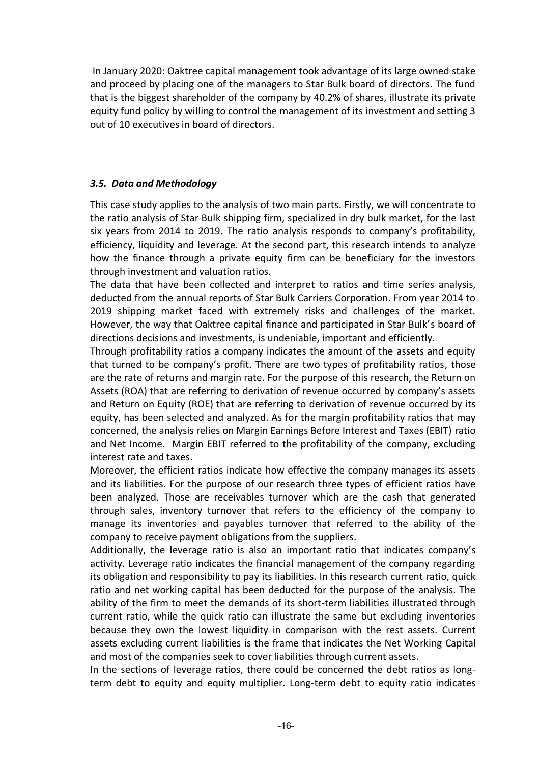In January 2020: Oaktree capital management took advantage of its large owned stake and proceed by placing one of the managers to Star Bulk board of directors. The fund that is the biggest shareholder of the company by 40.2% of shares, illustrate its private equity fund policy by willing to control the management of its investment and setting 3 out of 10 executives in board of directors.

### *3.5. Data and Methodology*

This case study applies to the analysis of two main parts. Firstly, we will concentrate to the ratio analysis of Star Bulk shipping firm, specialized in dry bulk market, for the last six years from 2014 to 2019. The ratio analysis responds to company's profitability, efficiency, liquidity and leverage. At the second part, this research intends to analyze how the finance through a private equity firm can be beneficiary for the investors through investment and valuation ratios.

The data that have been collected and interpret to ratios and time series analysis, deducted from the annual reports of Star Bulk Carriers Corporation. From year 2014 to 2019 shipping market faced with extremely risks and challenges of the market. However, the way that Oaktree capital finance and participated in Star Bulk's board of directions decisions and investments, is undeniable, important and efficiently.

Through profitability ratios a company indicates the amount of the assets and equity that turned to be company's profit. There are two types of profitability ratios, those are the rate of returns and margin rate. For the purpose of this research, the Return on Assets (ROA) that are referring to derivation of revenue occurred by company's assets and Return on Equity (ROE) that are referring to derivation of revenue occurred by its equity, has been selected and analyzed. As for the margin profitability ratios that may concerned, the analysis relies on Margin Earnings Before Interest and Taxes (EBIT) ratio and Net Income. Margin EBIT referred to the profitability of the company, excluding interest rate and taxes.

Moreover, the efficient ratios indicate how effective the company manages its assets and its liabilities. For the purpose of our research three types of efficient ratios have been analyzed. Those are receivables turnover which are the cash that generated through sales, inventory turnover that refers to the efficiency of the company to manage its inventories and payables turnover that referred to the ability of the company to receive payment obligations from the suppliers.

Additionally, the leverage ratio is also an important ratio that indicates company's activity. Leverage ratio indicates the financial management of the company regarding its obligation and responsibility to pay its liabilities. In this research current ratio, quick ratio and net working capital has been deducted for the purpose of the analysis. The ability of the firm to meet the demands of its short-term liabilities illustrated through current ratio, while the quick ratio can illustrate the same but excluding inventories because they own the lowest liquidity in comparison with the rest assets. Current assets excluding current liabilities is the frame that indicates the Net Working Capital and most of the companies seek to cover liabilities through current assets.

In the sections of leverage ratios, there could be concerned the debt ratios as long-term debt to equity and equity multiplier. Long-term debt to equity ratio indicates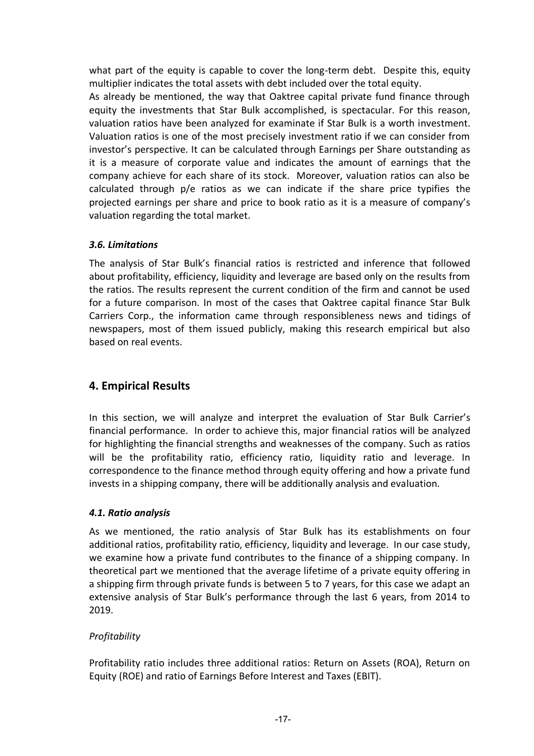what part of the equity is capable to cover the long-term debt. Despite this, equity multiplier indicates the total assets with debt included over the total equity.

As already be mentioned, the way that Oaktree capital private fund finance through equity the investments that Star Bulk accomplished, is spectacular. For this reason, valuation ratios have been analyzed for examinate if Star Bulk is a worth investment. Valuation ratios is one of the most precisely investment ratio if we can consider from investor's perspective. It can be calculated through Earnings per Share outstanding as it is a measure of corporate value and indicates the amount of earnings that the company achieve for each share of its stock. Moreover, valuation ratios can also be calculated through p/e ratios as we can indicate if the share price typifies the projected earnings per share and price to book ratio as it is a measure of company's valuation regarding the total market.

### *3.6. Limitations*

The analysis of Star Bulk's financial ratios is restricted and inference that followed about profitability, efficiency, liquidity and leverage are based only on the results from the ratios. The results represent the current condition of the firm and cannot be used for a future comparison. In most of the cases that Oaktree capital finance Star Bulk Carriers Corp., the information came through responsibleness news and tidings of newspapers, most of them issued publicly, making this research empirical but also based on real events.

## 4. Empirical Results

In this section, we will analyze and interpret the evaluation of Star Bulk Carrier's financial performance. In order to achieve this, major financial ratios will be analyzed for highlighting the financial strengths and weaknesses of the company. Such as ratios will be the profitability ratio, efficiency ratio, liquidity ratio and leverage. In correspondence to the finance method through equity offering and how a private fund invests in a shipping company, there will be additionally analysis and evaluation.

### *4.1. Ratio analysis*

As we mentioned, the ratio analysis of Star Bulk has its establishments on four additional ratios, profitability ratio, efficiency, liquidity and leverage. In our case study, we examine how a private fund contributes to the finance of a shipping company. In theoretical part we mentioned that the average lifetime of a private equity offering in a shipping firm through private funds is between 5 to 7 years, for this case we adapt an extensive analysis of Star Bulk's performance through the last 6 years, from 2014 to 2019.

*Profitability*

Profitability ratio includes three additional ratios: Return on Assets (ROA), Return on Equity (ROE) and ratio of Earnings Before Interest and Taxes (EBIT).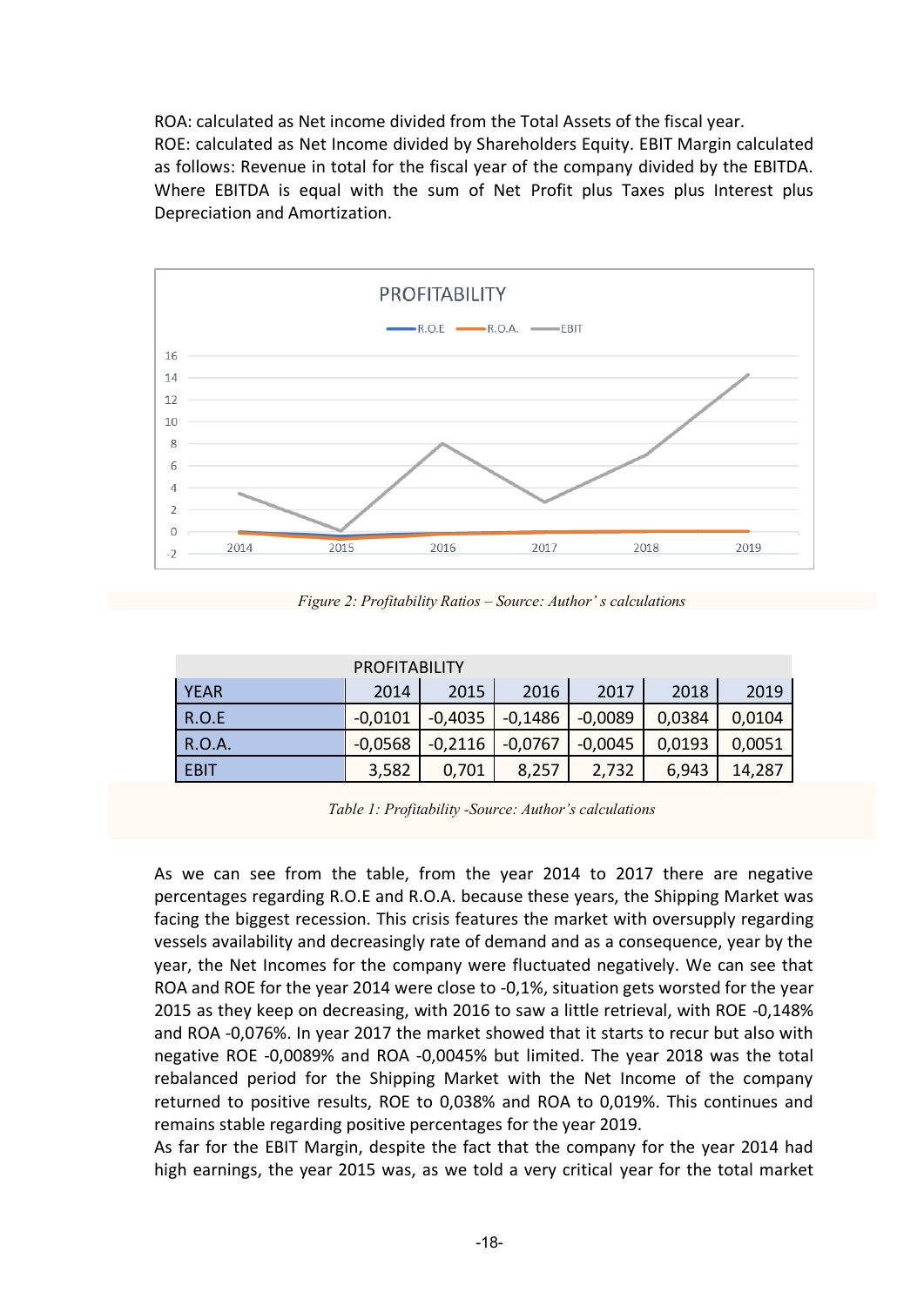ROA: calculated as Net income divided from the Total Assets of the fiscal year.
ROE: calculated as Net Income divided by Shareholders Equity. EBIT Margin calculated as follows: Revenue in total for the fiscal year of the company divided by the EBITDA. Where EBITDA is equal with the sum of Net Profit plus Taxes plus Interest plus Depreciation and Amortization.

*Figure 2: Profitability Ratios – Source: Author' s calculations*

| PROFITABILITY | | | | | | |
|---|---|---|---|---|---|---|
| YEAR | 2014 | 2015 | 2016 | 2017 | 2018 | 2019 |
| R.O.E | -0,0101 | -0,4035 | -0,1486 | -0,0089 | 0,0384 | 0,0104 |
| R.O.A. | -0,0568 | -0,2116 | -0,0767 | -0,0045 | 0,0193 | 0,0051 |
| EBIT | 3,582 | 0,701 | 8,257 | 2,732 | 6,943 | 14,287 |

*Table 1: Profitability -Source: Author's calculations*

As we can see from the table, from the year 2014 to 2017 there are negative percentages regarding R.O.E and R.O.A. because these years, the Shipping Market was facing the biggest recession. This crisis features the market with oversupply regarding vessels availability and decreasingly rate of demand and as a consequence, year by the year, the Net Incomes for the company were fluctuated negatively. We can see that ROA and ROE for the year 2014 were close to -0,1%, situation gets worsted for the year 2015 as they keep on decreasing, with 2016 to saw a little retrieval, with ROE -0,148% and ROA -0,076%. In year 2017 the market showed that it starts to recur but also with negative ROE -0,0089% and ROA -0,0045% but limited. The year 2018 was the total rebalanced period for the Shipping Market with the Net Income of the company returned to positive results, ROE to 0,038% and ROA to 0,019%. This continues and remains stable regarding positive percentages for the year 2019.
As far for the EBIT Margin, despite the fact that the company for the year 2014 had high earnings, the year 2015 was, as we told a very critical year for the total market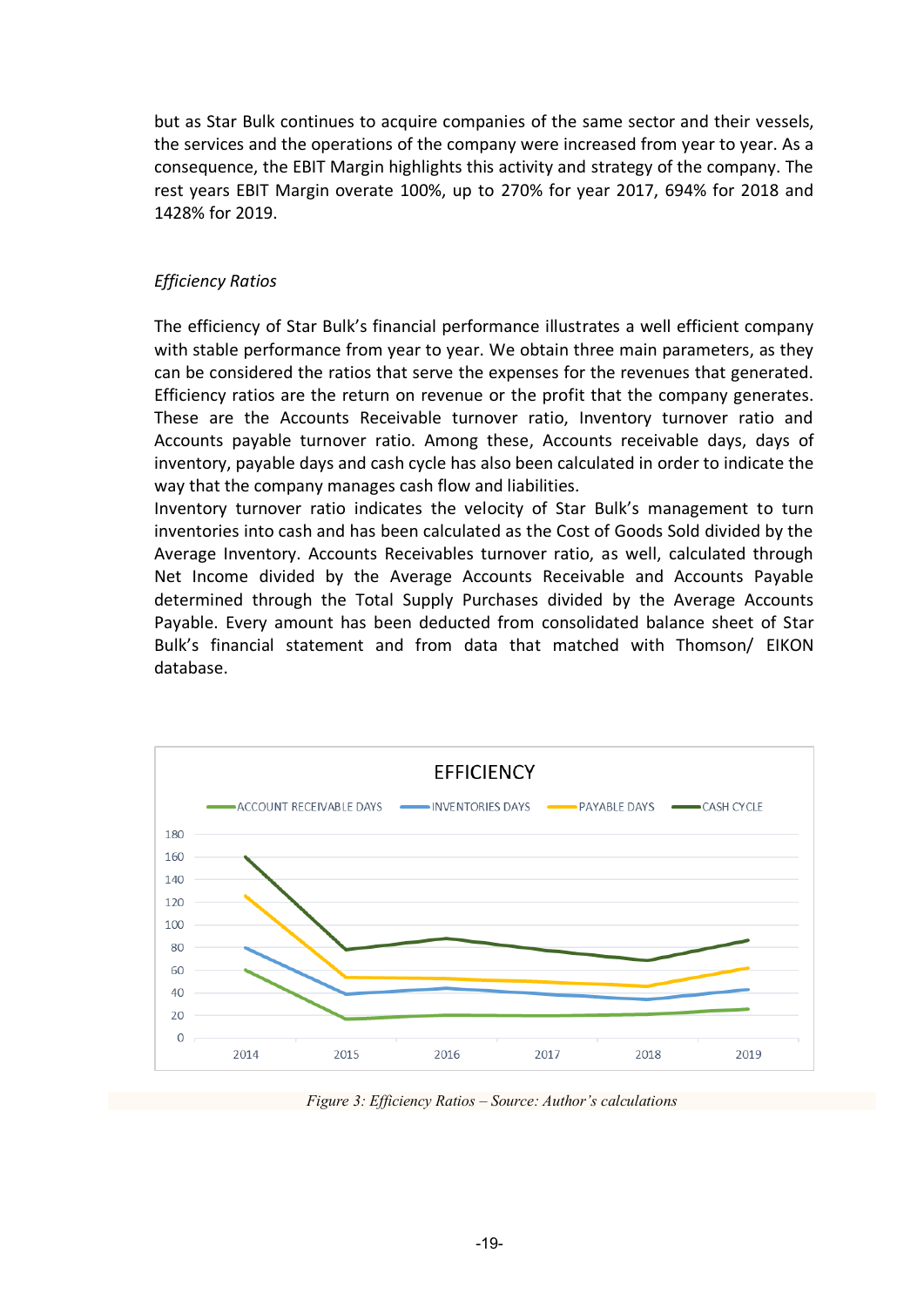but as Star Bulk continues to acquire companies of the same sector and their vessels, the services and the operations of the company were increased from year to year. As a consequence, the EBIT Margin highlights this activity and strategy of the company. The rest years EBIT Margin overate 100%, up to 270% for year 2017, 694% for 2018 and 1428% for 2019.

*Efficiency Ratios*

The efficiency of Star Bulk's financial performance illustrates a well efficient company with stable performance from year to year. We obtain three main parameters, as they can be considered the ratios that serve the expenses for the revenues that generated. Efficiency ratios are the return on revenue or the profit that the company generates. These are the Accounts Receivable turnover ratio, Inventory turnover ratio and Accounts payable turnover ratio. Among these, Accounts receivable days, days of inventory, payable days and cash cycle has also been calculated in order to indicate the way that the company manages cash flow and liabilities.
Inventory turnover ratio indicates the velocity of Star Bulk's management to turn inventories into cash and has been calculated as the Cost of Goods Sold divided by the Average Inventory. Accounts Receivables turnover ratio, as well, calculated through Net Income divided by the Average Accounts Receivable and Accounts Payable determined through the Total Supply Purchases divided by the Average Accounts Payable. Every amount has been deducted from consolidated balance sheet of Star Bulk's financial statement and from data that matched with Thomson/ EIKON database.

Figure 3: Efficiency Ratios – Source: Author's calculations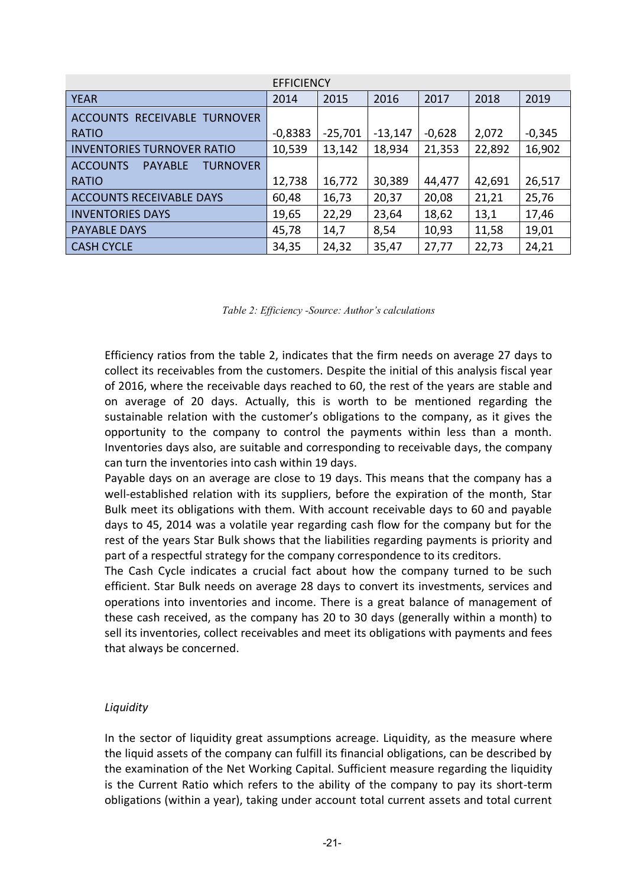| EFFICIENCY | | | | | | |
|---|---|---|---|---|---|---|
| YEAR | 2014 | 2015 | 2016 | 2017 | 2018 | 2019 |
| ACCOUNTS RECEIVABLE TURNOVER RATIO | -0,8383 | -25,701 | -13,147 | -0,628 | 2,072 | -0,345 |
| INVENTORIES TURNOVER RATIO | 10,539 | 13,142 | 18,934 | 21,353 | 22,892 | 16,902 |
| ACCOUNTS PAYABLE TURNOVER RATIO | 12,738 | 16,772 | 30,389 | 44,477 | 42,691 | 26,517 |
| ACCOUNTS RECEIVABLE DAYS | 60,48 | 16,73 | 20,37 | 20,08 | 21,21 | 25,76 |
| INVENTORIES DAYS | 19,65 | 22,29 | 23,64 | 18,62 | 13,1 | 17,46 |
| PAYABLE DAYS | 45,78 | 14,7 | 8,54 | 10,93 | 11,58 | 19,01 |
| CASH CYCLE | 34,35 | 24,32 | 35,47 | 27,77 | 22,73 | 24,21 |

*Table 2: Efficiency -Source: Author's calculations*

Efficiency ratios from the table 2, indicates that the firm needs on average 27 days to collect its receivables from the customers. Despite the initial of this analysis fiscal year of 2016, where the receivable days reached to 60, the rest of the years are stable and on average of 20 days. Actually, this is worth to be mentioned regarding the sustainable relation with the customer's obligations to the company, as it gives the opportunity to the company to control the payments within less than a month. Inventories days also, are suitable and corresponding to receivable days, the company can turn the inventories into cash within 19 days.

Payable days on an average are close to 19 days. This means that the company has a well-established relation with its suppliers, before the expiration of the month, Star Bulk meet its obligations with them. With account receivable days to 60 and payable days to 45, 2014 was a volatile year regarding cash flow for the company but for the rest of the years Star Bulk shows that the liabilities regarding payments is priority and part of a respectful strategy for the company correspondence to its creditors.

The Cash Cycle indicates a crucial fact about how the company turned to be such efficient. Star Bulk needs on average 28 days to convert its investments, services and operations into inventories and income. There is a great balance of management of these cash received, as the company has 20 to 30 days (generally within a month) to sell its inventories, collect receivables and meet its obligations with payments and fees that always be concerned.

*Liquidity*

In the sector of liquidity great assumptions acreage. Liquidity, as the measure where the liquid assets of the company can fulfill its financial obligations, can be described by the examination of the Net Working Capital. Sufficient measure regarding the liquidity is the Current Ratio which refers to the ability of the company to pay its short-term obligations (within a year), taking under account total current assets and total current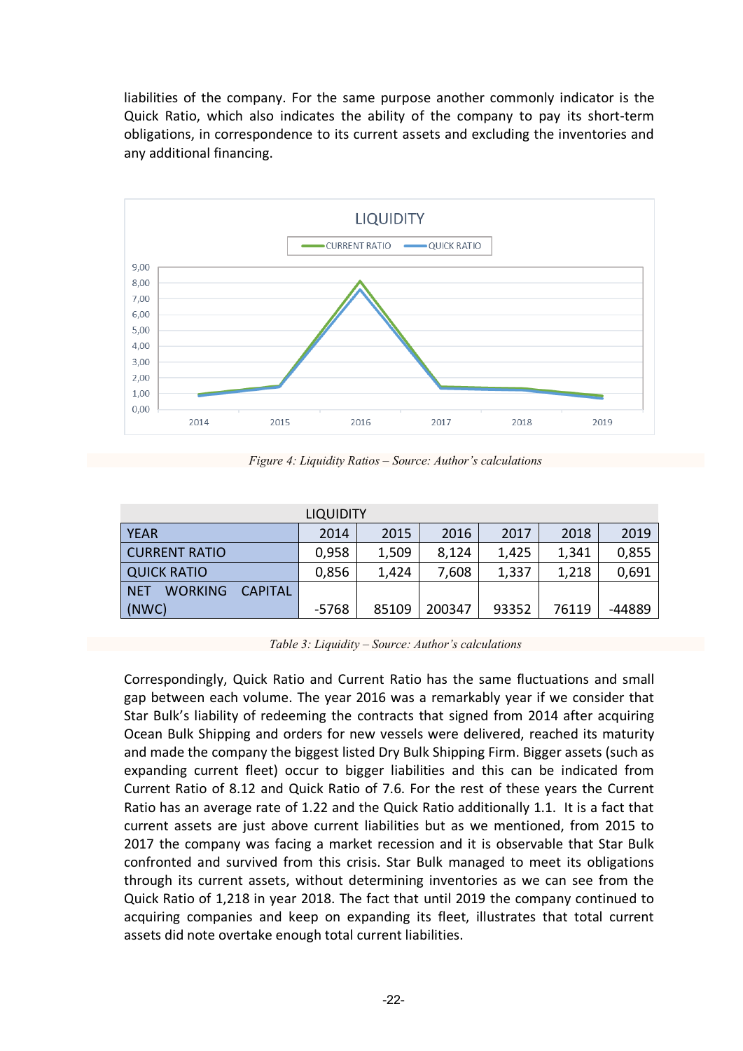liabilities of the company. For the same purpose another commonly indicator is the Quick Ratio, which also indicates the ability of the company to pay its short-term obligations, in correspondence to its current assets and excluding the inventories and any additional financing.

*Figure 4: Liquidity Ratios – Source: Author's calculations*

| LIQUIDITY | | | | | | |
|---|---|---|---|---|---|---|
| YEAR | 2014 | 2015 | 2016 | 2017 | 2018 | 2019 |
| CURRENT RATIO | 0,958 | 1,509 | 8,124 | 1,425 | 1,341 | 0,855 |
| QUICK RATIO | 0,856 | 1,424 | 7,608 | 1,337 | 1,218 | 0,691 |
| NET WORKING CAPITAL (NWC) | -5768 | 85109 | 200347 | 93352 | 76119 | -44889 |

*Table 3: Liquidity – Source: Author's calculations*

Correspondingly, Quick Ratio and Current Ratio has the same fluctuations and small gap between each volume. The year 2016 was a remarkably year if we consider that Star Bulk's liability of redeeming the contracts that signed from 2014 after acquiring Ocean Bulk Shipping and orders for new vessels were delivered, reached its maturity and made the company the biggest listed Dry Bulk Shipping Firm. Bigger assets (such as expanding current fleet) occur to bigger liabilities and this can be indicated from Current Ratio of 8.12 and Quick Ratio of 7.6. For the rest of these years the Current Ratio has an average rate of 1.22 and the Quick Ratio additionally 1.1. It is a fact that current assets are just above current liabilities but as we mentioned, from 2015 to 2017 the company was facing a market recession and it is observable that Star Bulk confronted and survived from this crisis. Star Bulk managed to meet its obligations through its current assets, without determining inventories as we can see from the Quick Ratio of 1,218 in year 2018. The fact that until 2019 the company continued to acquiring companies and keep on expanding its fleet, illustrates that total current assets did note overtake enough total current liabilities.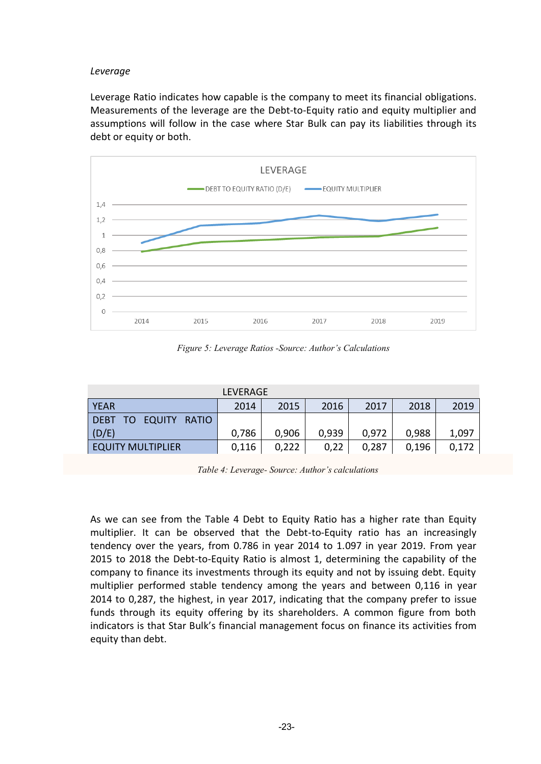*Leverage*

Leverage Ratio indicates how capable is the company to meet its financial obligations. Measurements of the leverage are the Debt-to-Equity ratio and equity multiplier and assumptions will follow in the case where Star Bulk can pay its liabilities through its debt or equity or both.

*Figure 5: Leverage Ratios -Source: Author's Calculations*

| LEVERAGE | | | | | | |
|---|---|---|---|---|---|---|
| YEAR | 2014 | 2015 | 2016 | 2017 | 2018 | 2019 |
| DEBT TO EQUITY RATIO (D/E) | 0,786 | 0,906 | 0,939 | 0,972 | 0,988 | 1,097 |
| EQUITY MULTIPLIER | 0,116 | 0,222 | 0,22 | 0,287 | 0,196 | 0,172 |

*Table 4: Leverage- Source: Author's calculations*

As we can see from the Table 4 Debt to Equity Ratio has a higher rate than Equity multiplier. It can be observed that the Debt-to-Equity ratio has an increasingly tendency over the years, from 0.786 in year 2014 to 1.097 in year 2019. From year 2015 to 2018 the Debt-to-Equity Ratio is almost 1, determining the capability of the company to finance its investments through its equity and not by issuing debt. Equity multiplier performed stable tendency among the years and between 0,116 in year 2014 to 0,287, the highest, in year 2017, indicating that the company prefer to issue funds through its equity offering by its shareholders. A common figure from both indicators is that Star Bulk's financial management focus on finance its activities from equity than debt.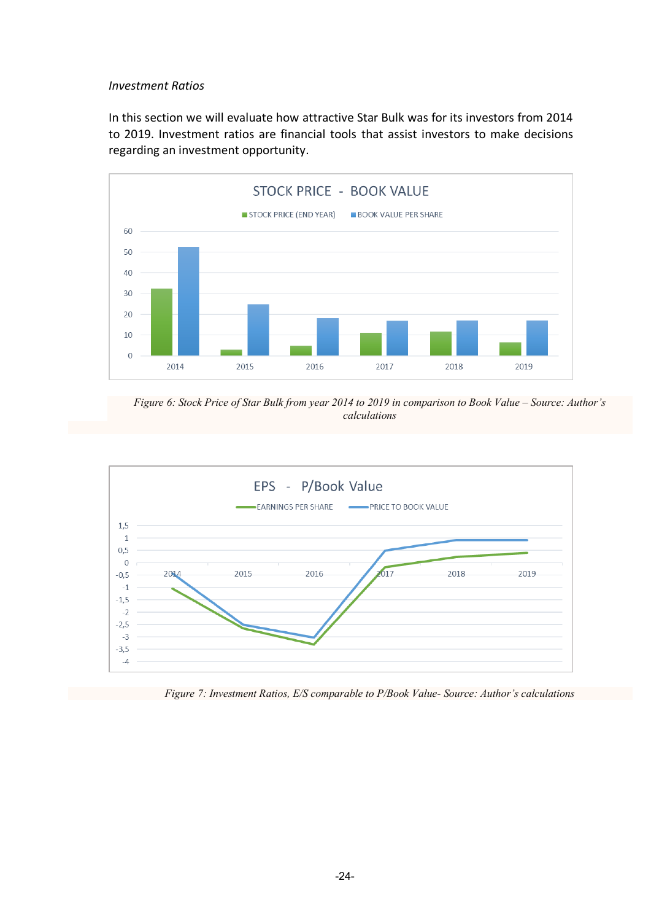*Investment Ratios*

In this section we will evaluate how attractive Star Bulk was for its investors from 2014 to 2019. Investment ratios are financial tools that assist investors to make decisions regarding an investment opportunity.

*Figure 6: Stock Price of Star Bulk from year 2014 to 2019 in comparison to Book Value – Source: Author's calculations*

*Figure 7: Investment Ratios, E/S comparable to P/Book Value- Source: Author's calculations*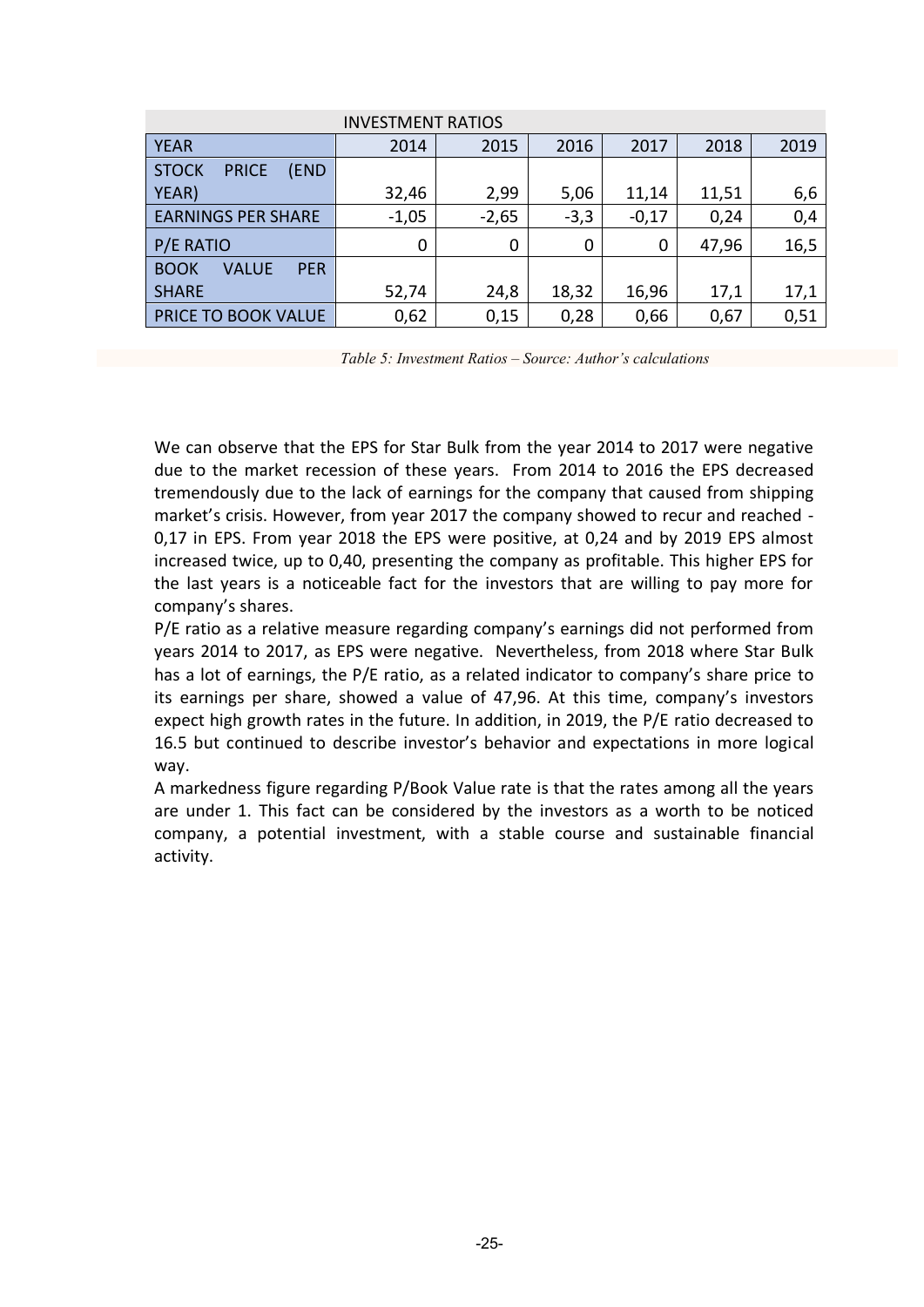| INVESTMENT RATIOS | | | | | | |
|---|---|---|---|---|---|---|
| YEAR | 2014 | 2015 | 2016 | 2017 | 2018 | 2019 |
| STOCK PRICE (END YEAR) | 32,46 | 2,99 | 5,06 | 11,14 | 11,51 | 6,6 |
| EARNINGS PER SHARE | -1,05 | -2,65 | -3,3 | -0,17 | 0,24 | 0,4 |
| P/E RATIO | 0 | 0 | 0 | 0 | 47,96 | 16,5 |
| BOOK VALUE PER SHARE | 52,74 | 24,8 | 18,32 | 16,96 | 17,1 | 17,1 |
| PRICE TO BOOK VALUE | 0,62 | 0,15 | 0,28 | 0,66 | 0,67 | 0,51 |

*Table 5: Investment Ratios – Source: Author's calculations*

We can observe that the EPS for Star Bulk from the year 2014 to 2017 were negative due to the market recession of these years. From 2014 to 2016 the EPS decreased tremendously due to the lack of earnings for the company that caused from shipping market's crisis. However, from year 2017 the company showed to recur and reached -0,17 in EPS. From year 2018 the EPS were positive, at 0,24 and by 2019 EPS almost increased twice, up to 0,40, presenting the company as profitable. This higher EPS for the last years is a noticeable fact for the investors that are willing to pay more for company's shares.

P/E ratio as a relative measure regarding company's earnings did not performed from years 2014 to 2017, as EPS were negative. Nevertheless, from 2018 where Star Bulk has a lot of earnings, the P/E ratio, as a related indicator to company's share price to its earnings per share, showed a value of 47,96. At this time, company's investors expect high growth rates in the future. In addition, in 2019, the P/E ratio decreased to 16.5 but continued to describe investor's behavior and expectations in more logical way.

A markedness figure regarding P/Book Value rate is that the rates among all the years are under 1. This fact can be considered by the investors as a worth to be noticed company, a potential investment, with a stable course and sustainable financial activity.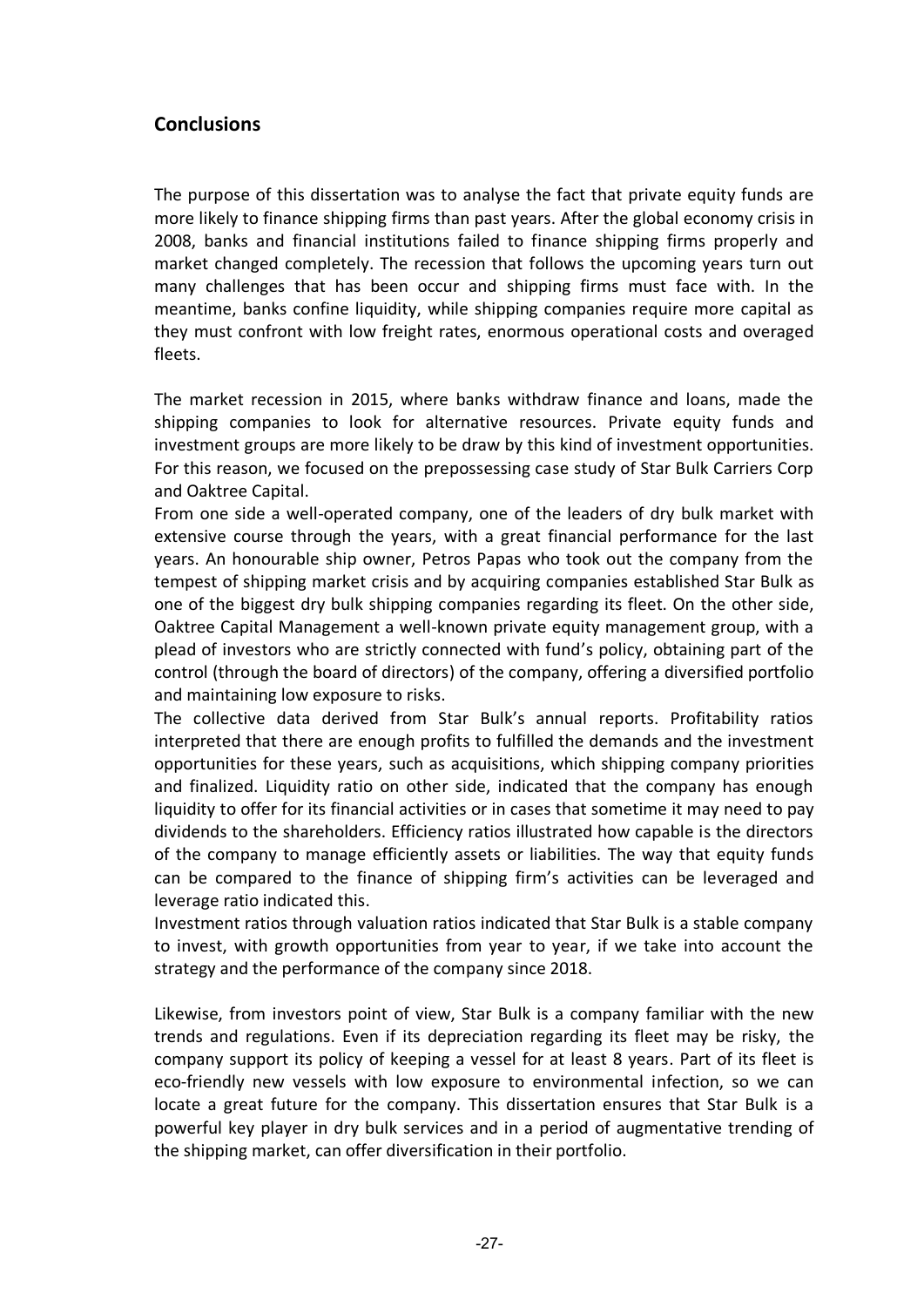## Conclusions

The purpose of this dissertation was to analyse the fact that private equity funds are more likely to finance shipping firms than past years. After the global economy crisis in 2008, banks and financial institutions failed to finance shipping firms properly and market changed completely. The recession that follows the upcoming years turn out many challenges that has been occur and shipping firms must face with. In the meantime, banks confine liquidity, while shipping companies require more capital as they must confront with low freight rates, enormous operational costs and overaged fleets.

The market recession in 2015, where banks withdraw finance and loans, made the shipping companies to look for alternative resources. Private equity funds and investment groups are more likely to be draw by this kind of investment opportunities. For this reason, we focused on the prepossessing case study of Star Bulk Carriers Corp and Oaktree Capital.

From one side a well-operated company, one of the leaders of dry bulk market with extensive course through the years, with a great financial performance for the last years. An honourable ship owner, Petros Papas who took out the company from the tempest of shipping market crisis and by acquiring companies established Star Bulk as one of the biggest dry bulk shipping companies regarding its fleet. On the other side, Oaktree Capital Management a well-known private equity management group, with a plead of investors who are strictly connected with fund's policy, obtaining part of the control (through the board of directors) of the company, offering a diversified portfolio and maintaining low exposure to risks.

The collective data derived from Star Bulk's annual reports. Profitability ratios interpreted that there are enough profits to fulfilled the demands and the investment opportunities for these years, such as acquisitions, which shipping company priorities and finalized. Liquidity ratio on other side, indicated that the company has enough liquidity to offer for its financial activities or in cases that sometime it may need to pay dividends to the shareholders. Efficiency ratios illustrated how capable is the directors of the company to manage efficiently assets or liabilities. The way that equity funds can be compared to the finance of shipping firm's activities can be leveraged and leverage ratio indicated this.

Investment ratios through valuation ratios indicated that Star Bulk is a stable company to invest, with growth opportunities from year to year, if we take into account the strategy and the performance of the company since 2018.

Likewise, from investors point of view, Star Bulk is a company familiar with the new trends and regulations. Even if its depreciation regarding its fleet may be risky, the company support its policy of keeping a vessel for at least 8 years. Part of its fleet is eco-friendly new vessels with low exposure to environmental infection, so we can locate a great future for the company. This dissertation ensures that Star Bulk is a powerful key player in dry bulk services and in a period of augmentative trending of the shipping market, can offer diversification in their portfolio.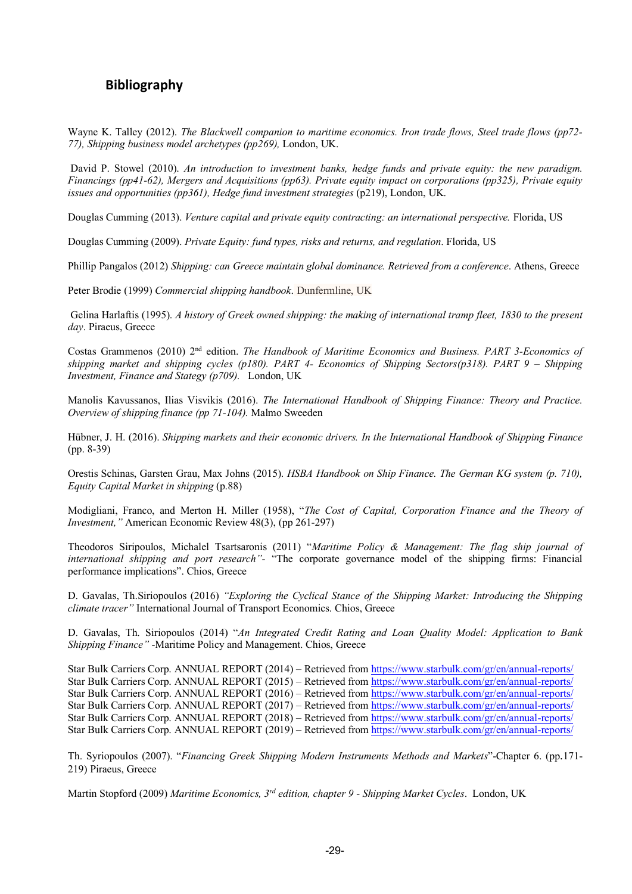## Bibliography

Wayne K. Talley (2012). *The Blackwell companion to maritime economics. Iron trade flows, Steel trade flows (pp72-77), Shipping business model archetypes (pp269),* London, UK.

David P. Stowel (2010). *An introduction to investment banks, hedge funds and private equity: the new paradigm. Financings (pp41-62), Mergers and Acquisitions (pp63). Private equity impact on corporations (pp325), Private equity issues and opportunities (pp361), Hedge fund investment strategies* (p219), London, UK.

Douglas Cumming (2013). *Venture capital and private equity contracting: an international perspective.* Florida, US

Douglas Cumming (2009). *Private Equity: fund types, risks and returns, and regulation*. Florida, US

Phillip Pangalos (2012) *Shipping: can Greece maintain global dominance. Retrieved from a conference*. Athens, Greece

Peter Brodie (1999) *Commercial shipping handbook*. Dunfermline, UK

Gelina Harlaftis (1995). *A history of Greek owned shipping: the making of international tramp fleet, 1830 to the present day*. Piraeus, Greece

Costas Grammenos (2010) 2nd edition. *The Handbook of Maritime Economics and Business. PART 3-Economics of shipping market and shipping cycles (p180). PART 4- Economics of Shipping Sectors(p318). PART 9 – Shipping Investment, Finance and Stategy (p709).* London, UK

Manolis Kavussanos, Ilias Visvikis (2016). *The International Handbook of Shipping Finance: Theory and Practice. Overview of shipping finance (pp 71-104).* Malmo Sweeden

Hübner, J. H. (2016). *Shipping markets and their economic drivers. In the International Handbook of Shipping Finance* (pp. 8-39)

Orestis Schinas, Garsten Grau, Max Johns (2015). *HSBA Handbook on Ship Finance. The German KG system (p. 710), Equity Capital Market in shipping* (p.88)

Modigliani, Franco, and Merton H. Miller (1958), "*The Cost of Capital, Corporation Finance and the Theory of Investment,"* American Economic Review 48(3), (pp 261-297)

Theodoros Siripoulos, Michalel Tsartsaronis (2011) "*Maritime Policy & Management: The flag ship journal of international shipping and port research"*- "The corporate governance model of the shipping firms: Financial performance implications". Chios, Greece

D. Gavalas, Th.Siriopoulos (2016) *"Exploring the Cyclical Stance of the Shipping Market: Introducing the Shipping climate tracer"* International Journal of Transport Economics. Chios, Greece

D. Gavalas, Th. Siriopoulos (2014) "*An Integrated Credit Rating and Loan Quality Model: Application to Bank Shipping Finance"* -Maritime Policy and Management. Chios, Greece

Star Bulk Carriers Corp. ANNUAL REPORT (2014) – Retrieved from https://www.starbulk.com/gr/en/annual-reports/
Star Bulk Carriers Corp. ANNUAL REPORT (2015) – Retrieved from https://www.starbulk.com/gr/en/annual-reports/
Star Bulk Carriers Corp. ANNUAL REPORT (2016) – Retrieved from https://www.starbulk.com/gr/en/annual-reports/
Star Bulk Carriers Corp. ANNUAL REPORT (2017) – Retrieved from https://www.starbulk.com/gr/en/annual-reports/
Star Bulk Carriers Corp. ANNUAL REPORT (2018) – Retrieved from https://www.starbulk.com/gr/en/annual-reports/
Star Bulk Carriers Corp. ANNUAL REPORT (2019) – Retrieved from https://www.starbulk.com/gr/en/annual-reports/

Th. Syriopoulos (2007). "*Financing Greek Shipping Modern Instruments Methods and Markets*"-Chapter 6. (pp.171-219) Piraeus, Greece

Martin Stopford (2009) *Maritime Economics, 3rd edition, chapter 9 - Shipping Market Cycles*. London, UK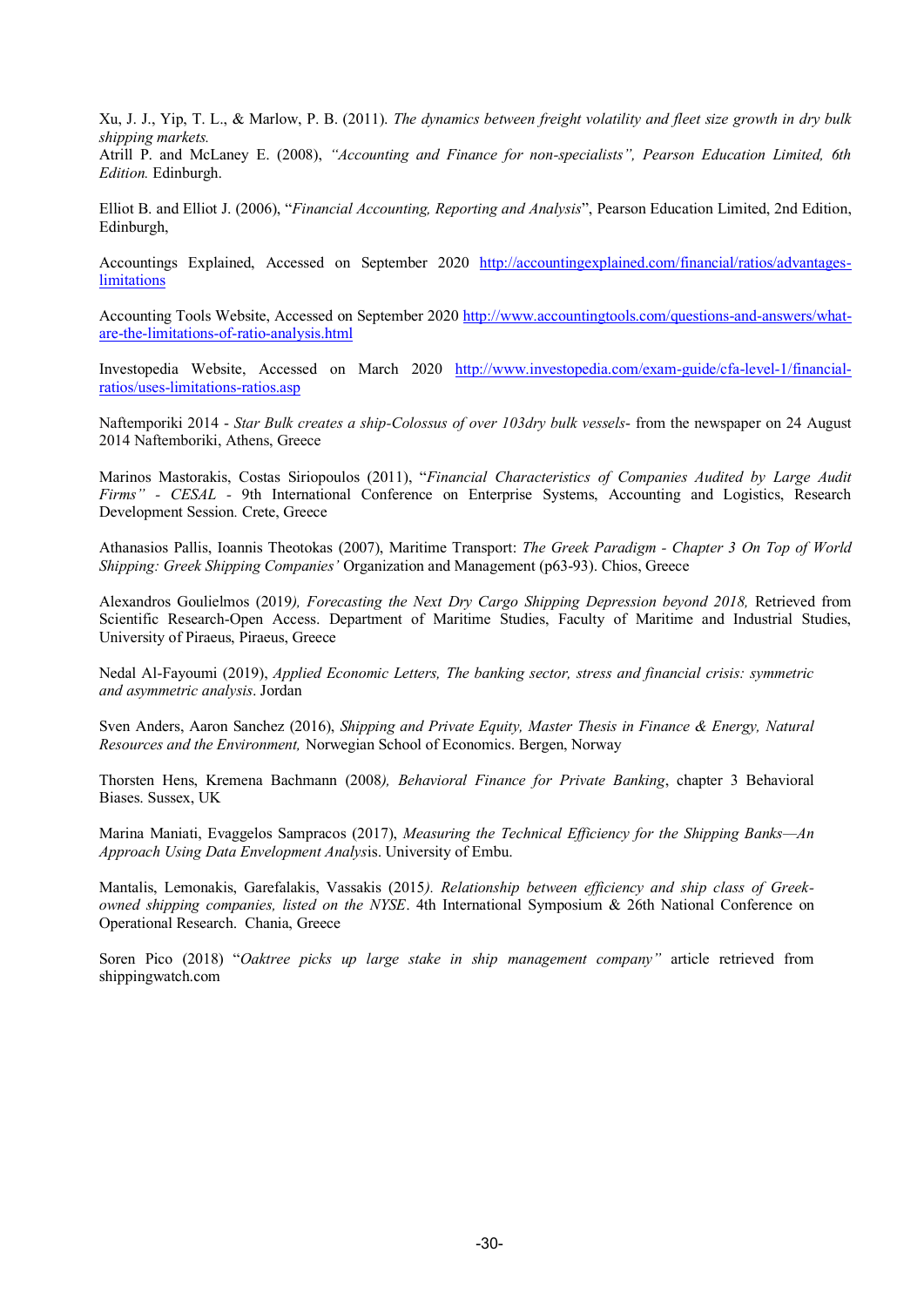Xu, J. J., Yip, T. L., & Marlow, P. B. (2011). *The dynamics between freight volatility and fleet size growth in dry bulk shipping markets.*
Atrill P. and McLaney E. (2008), *"Accounting and Finance for non-specialists", Pearson Education Limited, 6th Edition.* Edinburgh.

Elliot B. and Elliot J. (2006), "*Financial Accounting, Reporting and Analysis*", Pearson Education Limited, 2nd Edition, Edinburgh,

Accountings Explained, Accessed on September 2020 http://accountingexplained.com/financial/ratios/advantages-limitations

Accounting Tools Website, Accessed on September 2020 http://www.accountingtools.com/questions-and-answers/what-are-the-limitations-of-ratio-analysis.html

Investopedia Website, Accessed on March 2020 http://www.investopedia.com/exam-guide/cfa-level-1/financial-ratios/uses-limitations-ratios.asp

Naftemporiki 2014 - *Star Bulk creates a ship-Colossus of over 103dry bulk vessels*- from the newspaper on 24 August 2014 Naftemboriki, Athens, Greece

Marinos Mastorakis, Costas Siriopoulos (2011), "*Financial Characteristics of Companies Audited by Large Audit Firms" - CESAL -* 9th International Conference on Enterprise Systems, Accounting and Logistics, Research Development Session*.* Crete, Greece

Athanasios Pallis, Ioannis Theotokas (2007), Maritime Transport: *The Greek Paradigm - Chapter 3 On Top of World Shipping: Greek Shipping Companies'* Organization and Management (p63-93). Chios, Greece

Alexandros Goulielmos (2019*), Forecasting the Next Dry Cargo Shipping Depression beyond 2018,* Retrieved from Scientific Research-Open Access. Department of Maritime Studies, Faculty of Maritime and Industrial Studies, University of Piraeus, Piraeus, Greece

Nedal Al-Fayoumi (2019), *Applied Economic Letters, The banking sector, stress and financial crisis: symmetric and asymmetric analysis*. Jordan

Sven Anders, Aaron Sanchez (2016), *Shipping and Private Equity, Master Thesis in Finance & Energy, Natural Resources and the Environment,* Norwegian School of Economics. Bergen, Norway

Thorsten Hens, Kremena Bachmann (2008*), Behavioral Finance for Private Banking*, chapter 3 Behavioral Biases. Sussex, UK

Marina Maniati, Evaggelos Sampracos (2017), *Measuring the Technical Efficiency for the Shipping Banks—An Approach Using Data Envelopment Analys*is. University of Embu.

Mantalis, Lemonakis, Garefalakis, Vassakis (2015*). Relationship between efficiency and ship class of Greek-owned shipping companies, listed on the NYSE*. 4th International Symposium & 26th National Conference on Operational Research. Chania, Greece

Soren Pico (2018) "*Oaktree picks up large stake in ship management company"* article retrieved from shippingwatch.com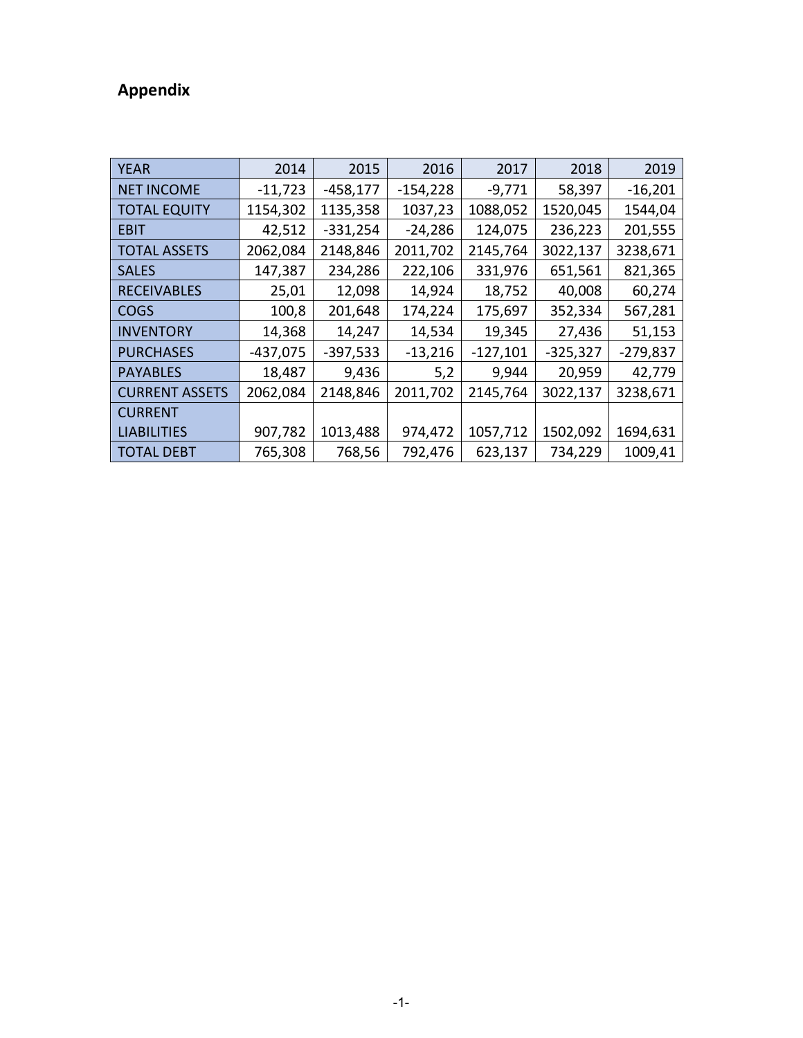## Appendix

| YEAR | 2014 | 2015 | 2016 | 2017 | 2018 | 2019 |
|---|---|---|---|---|---|---|
| NET INCOME | -11,723 | -458,177 | -154,228 | -9,771 | 58,397 | -16,201 |
| TOTAL EQUITY | 1154,302 | 1135,358 | 1037,23 | 1088,052 | 1520,045 | 1544,04 |
| EBIT | 42,512 | -331,254 | -24,286 | 124,075 | 236,223 | 201,555 |
| TOTAL ASSETS | 2062,084 | 2148,846 | 2011,702 | 2145,764 | 3022,137 | 3238,671 |
| SALES | 147,387 | 234,286 | 222,106 | 331,976 | 651,561 | 821,365 |
| RECEIVABLES | 25,01 | 12,098 | 14,924 | 18,752 | 40,008 | 60,274 |
| COGS | 100,8 | 201,648 | 174,224 | 175,697 | 352,334 | 567,281 |
| INVENTORY | 14,368 | 14,247 | 14,534 | 19,345 | 27,436 | 51,153 |
| PURCHASES | -437,075 | -397,533 | -13,216 | -127,101 | -325,327 | -279,837 |
| PAYABLES | 18,487 | 9,436 | 5,2 | 9,944 | 20,959 | 42,779 |
| CURRENT ASSETS | 2062,084 | 2148,846 | 2011,702 | 2145,764 | 3022,137 | 3238,671 |
| CURRENT LIABILITIES | 907,782 | 1013,488 | 974,472 | 1057,712 | 1502,092 | 1694,631 |
| TOTAL DEBT | 765,308 | 768,56 | 792,476 | 623,137 | 734,229 | 1009,41 |